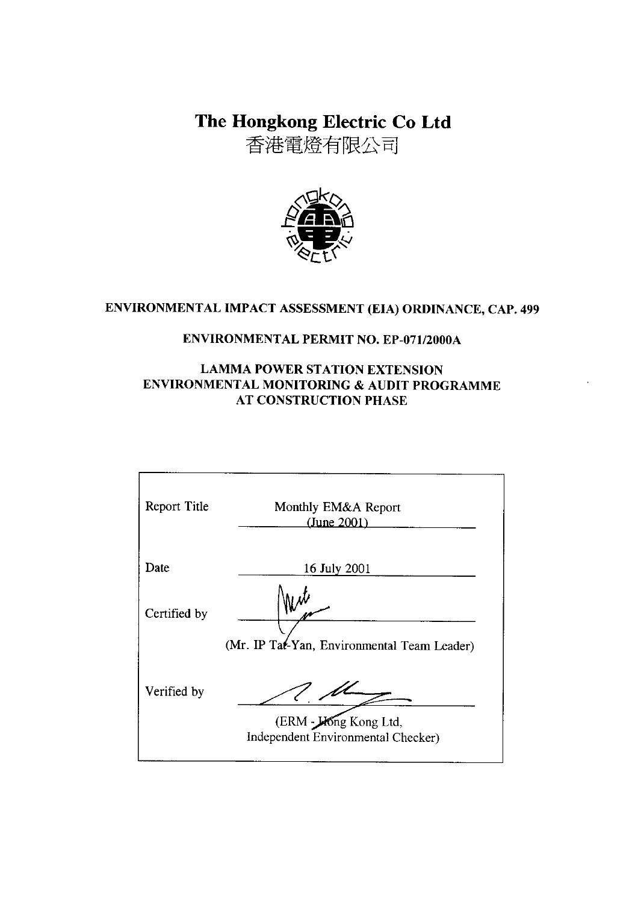# The Hongkong Electric Co Ltd

香港電燈有限公司

**ENVIRONMENTAL IMPACT ASSESSMENT (EIA) ORDINANCE, CAP. 499**

**ENVIRONMENTAL PERMIT NO. EP-071/2000A**

**LAMMA POWER STATION EXTENSION**
**ENVIRONMENTAL MONITORING & AUDIT PROGRAMME**
**AT CONSTRUCTION PHASE**

| | |
|---|---|
| Report Title | Monthly EM&A Report (June 2001) |
| Date | 16 July 2001 |
| Certified by | (Mr. IP Tat-Yan, Environmental Team Leader) |
| Verified by | (ERM - Hong Kong Ltd, Independent Environmental Checker) |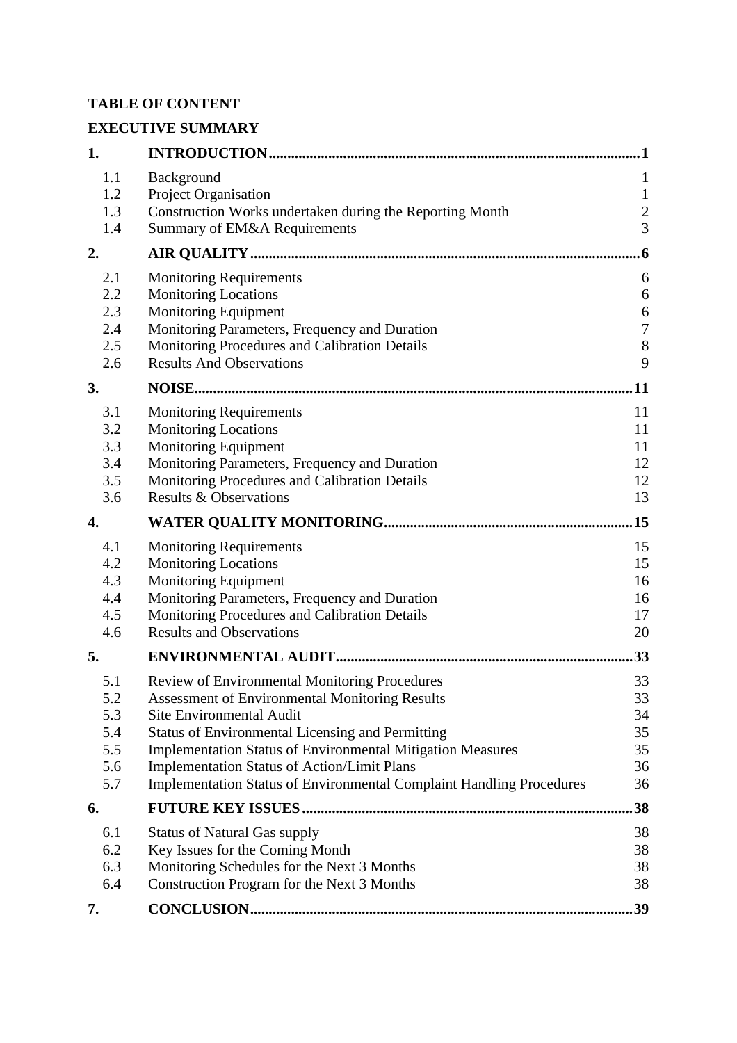**TABLE OF CONTENT**

**EXECUTIVE SUMMARY**

| | | |
|---|---|---|
| **1.** | **INTRODUCTION** | **1** |
| 1.1 | Background | 1 |
| 1.2 | Project Organisation | 1 |
| 1.3 | Construction Works undertaken during the Reporting Month | 2 |
| 1.4 | Summary of EM&A Requirements | 3 |
| **2.** | **AIR QUALITY** | **6** |
| 2.1 | Monitoring Requirements | 6 |
| 2.2 | Monitoring Locations | 6 |
| 2.3 | Monitoring Equipment | 6 |
| 2.4 | Monitoring Parameters, Frequency and Duration | 7 |
| 2.5 | Monitoring Procedures and Calibration Details | 8 |
| 2.6 | Results And Observations | 9 |
| **3.** | **NOISE** | **11** |
| 3.1 | Monitoring Requirements | 11 |
| 3.2 | Monitoring Locations | 11 |
| 3.3 | Monitoring Equipment | 11 |
| 3.4 | Monitoring Parameters, Frequency and Duration | 12 |
| 3.5 | Monitoring Procedures and Calibration Details | 12 |
| 3.6 | Results & Observations | 13 |
| **4.** | **WATER QUALITY MONITORING** | **15** |
| 4.1 | Monitoring Requirements | 15 |
| 4.2 | Monitoring Locations | 15 |
| 4.3 | Monitoring Equipment | 16 |
| 4.4 | Monitoring Parameters, Frequency and Duration | 16 |
| 4.5 | Monitoring Procedures and Calibration Details | 17 |
| 4.6 | Results and Observations | 20 |
| **5.** | **ENVIRONMENTAL AUDIT** | **33** |
| 5.1 | Review of Environmental Monitoring Procedures | 33 |
| 5.2 | Assessment of Environmental Monitoring Results | 33 |
| 5.3 | Site Environmental Audit | 34 |
| 5.4 | Status of Environmental Licensing and Permitting | 35 |
| 5.5 | Implementation Status of Environmental Mitigation Measures | 35 |
| 5.6 | Implementation Status of Action/Limit Plans | 36 |
| 5.7 | Implementation Status of Environmental Complaint Handling Procedures | 36 |
| **6.** | **FUTURE KEY ISSUES** | **38** |
| 6.1 | Status of Natural Gas supply | 38 |
| 6.2 | Key Issues for the Coming Month | 38 |
| 6.3 | Monitoring Schedules for the Next 3 Months | 38 |
| 6.4 | Construction Program for the Next 3 Months | 38 |
| **7.** | **CONCLUSION** | **39** |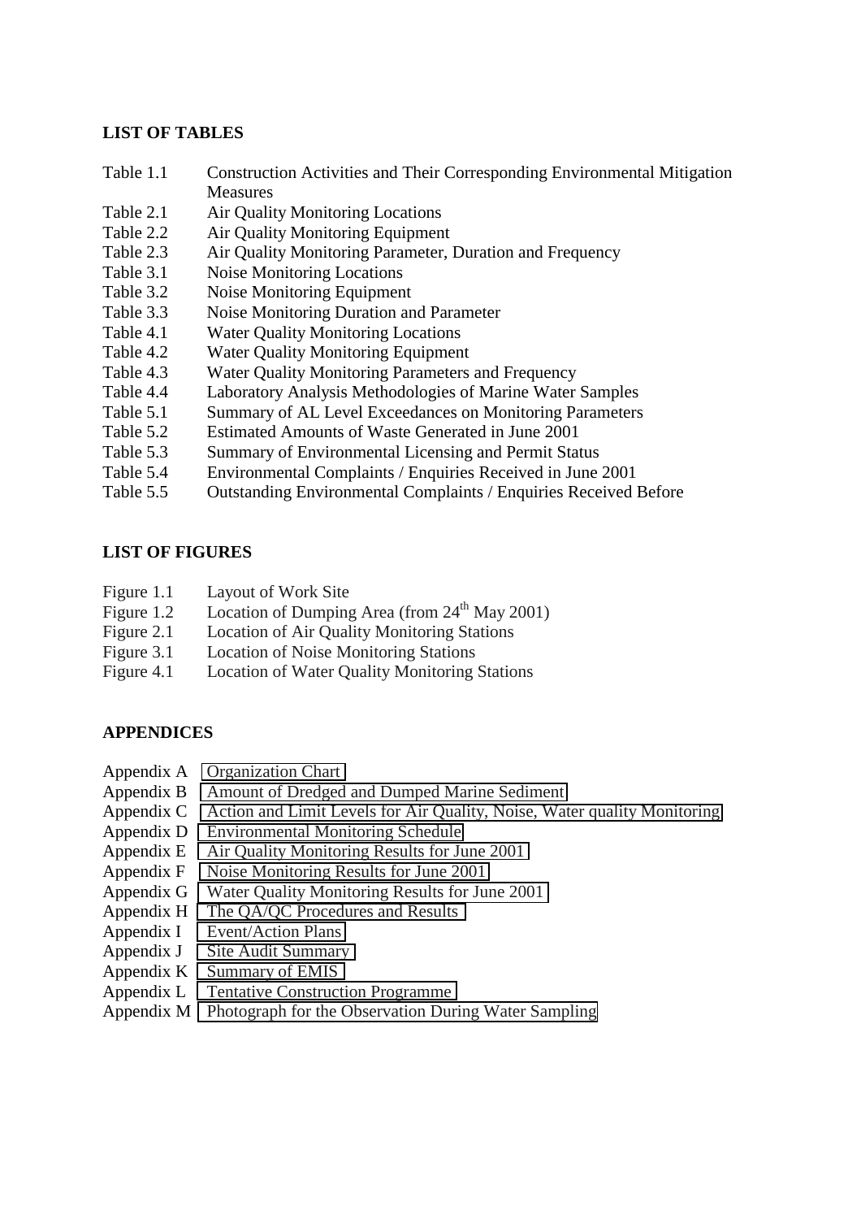## LIST OF TABLES

| | |
|---|---|
| Table 1.1 | Construction Activities and Their Corresponding Environmental Mitigation Measures |
| Table 2.1 | Air Quality Monitoring Locations |
| Table 2.2 | Air Quality Monitoring Equipment |
| Table 2.3 | Air Quality Monitoring Parameter, Duration and Frequency |
| Table 3.1 | Noise Monitoring Locations |
| Table 3.2 | Noise Monitoring Equipment |
| Table 3.3 | Noise Monitoring Duration and Parameter |
| Table 4.1 | Water Quality Monitoring Locations |
| Table 4.2 | Water Quality Monitoring Equipment |
| Table 4.3 | Water Quality Monitoring Parameters and Frequency |
| Table 4.4 | Laboratory Analysis Methodologies of Marine Water Samples |
| Table 5.1 | Summary of AL Level Exceedances on Monitoring Parameters |
| Table 5.2 | Estimated Amounts of Waste Generated in June 2001 |
| Table 5.3 | Summary of Environmental Licensing and Permit Status |
| Table 5.4 | Environmental Complaints / Enquiries Received in June 2001 |
| Table 5.5 | Outstanding Environmental Complaints / Enquiries Received Before |

## LIST OF FIGURES

| | |
|---|---|
| Figure 1.1 | Layout of Work Site |
| Figure 1.2 | Location of Dumping Area (from 24th May 2001) |
| Figure 2.1 | Location of Air Quality Monitoring Stations |
| Figure 3.1 | Location of Noise Monitoring Stations |
| Figure 4.1 | Location of Water Quality Monitoring Stations |

## APPENDICES

| | |
|---|---|
| Appendix A | Organization Chart |
| Appendix B | Amount of Dredged and Dumped Marine Sediment |
| Appendix C | Action and Limit Levels for Air Quality, Noise, Water quality Monitoring |
| Appendix D | Environmental Monitoring Schedule |
| Appendix E | Air Quality Monitoring Results for June 2001 |
| Appendix F | Noise Monitoring Results for June 2001 |
| Appendix G | Water Quality Monitoring Results for June 2001 |
| Appendix H | The QA/QC Procedures and Results |
| Appendix I | Event/Action Plans |
| Appendix J | Site Audit Summary |
| Appendix K | Summary of EMIS |
| Appendix L | Tentative Construction Programme |
| Appendix M | Photograph for the Observation During Water Sampling |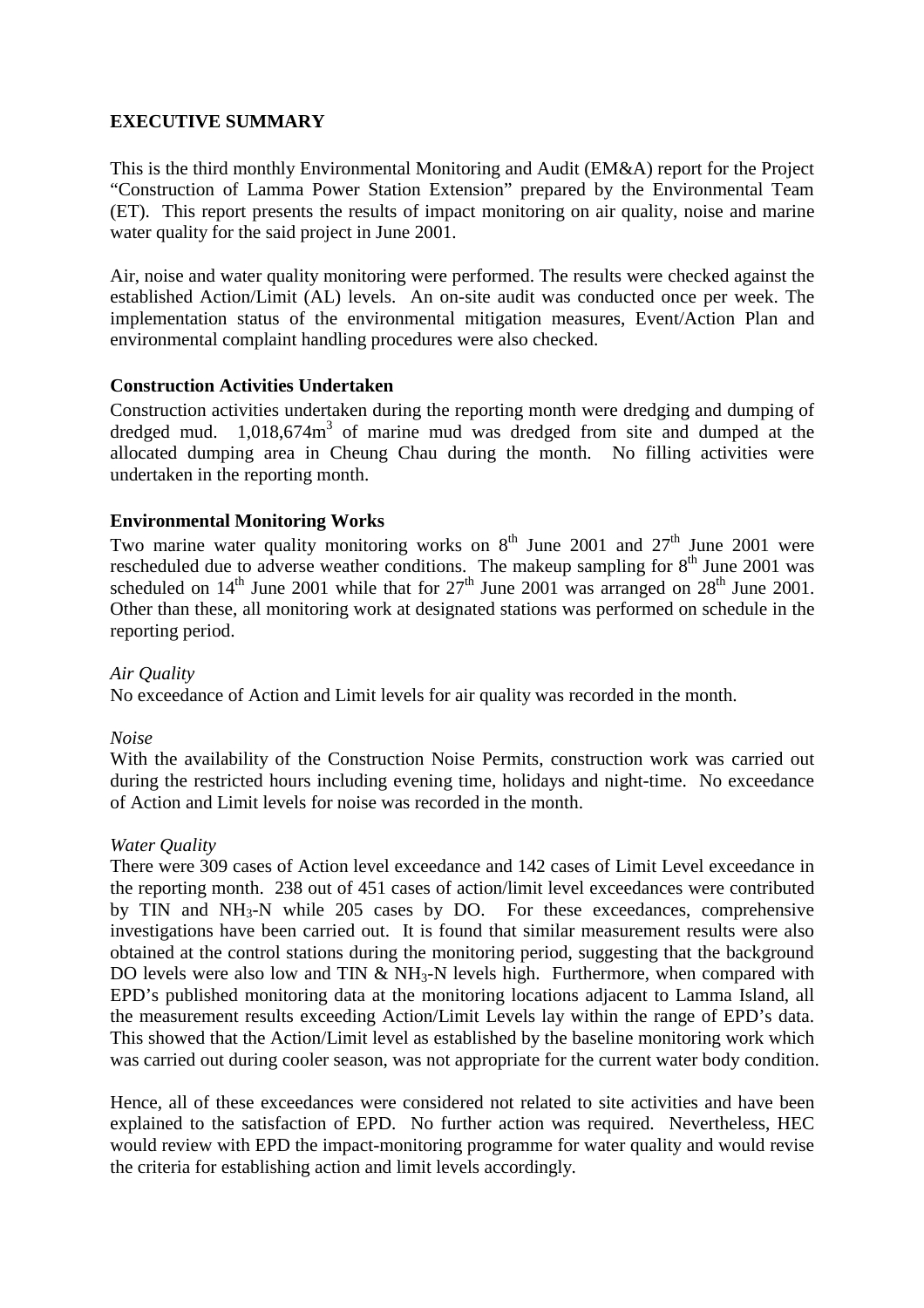## EXECUTIVE SUMMARY

This is the third monthly Environmental Monitoring and Audit (EM&A) report for the Project "Construction of Lamma Power Station Extension" prepared by the Environmental Team (ET). This report presents the results of impact monitoring on air quality, noise and marine water quality for the said project in June 2001.

Air, noise and water quality monitoring were performed. The results were checked against the established Action/Limit (AL) levels. An on-site audit was conducted once per week. The implementation status of the environmental mitigation measures, Event/Action Plan and environmental complaint handling procedures were also checked.

### Construction Activities Undertaken

Construction activities undertaken during the reporting month were dredging and dumping of dredged mud. 1,018,674$m^3$ of marine mud was dredged from site and dumped at the allocated dumping area in Cheung Chau during the month. No filling activities were undertaken in the reporting month.

### Environmental Monitoring Works

Two marine water quality monitoring works on 8th June 2001 and 27th June 2001 were rescheduled due to adverse weather conditions. The makeup sampling for 8th June 2001 was scheduled on 14th June 2001 while that for 27th June 2001 was arranged on 28th June 2001. Other than these, all monitoring work at designated stations was performed on schedule in the reporting period.

*Air Quality*

No exceedance of Action and Limit levels for air quality was recorded in the month.

*Noise*

With the availability of the Construction Noise Permits, construction work was carried out during the restricted hours including evening time, holidays and night-time. No exceedance of Action and Limit levels for noise was recorded in the month.

*Water Quality*

There were 309 cases of Action level exceedance and 142 cases of Limit Level exceedance in the reporting month. 238 out of 451 cases of action/limit level exceedances were contributed by TIN and $NH_3$-N while 205 cases by DO. For these exceedances, comprehensive investigations have been carried out. It is found that similar measurement results were also obtained at the control stations during the monitoring period, suggesting that the background DO levels were also low and TIN & $NH_3$-N levels high. Furthermore, when compared with EPD's published monitoring data at the monitoring locations adjacent to Lamma Island, all the measurement results exceeding Action/Limit Levels lay within the range of EPD's data. This showed that the Action/Limit level as established by the baseline monitoring work which was carried out during cooler season, was not appropriate for the current water body condition.

Hence, all of these exceedances were considered not related to site activities and have been explained to the satisfaction of EPD. No further action was required. Nevertheless, HEC would review with EPD the impact-monitoring programme for water quality and would revise the criteria for establishing action and limit levels accordingly.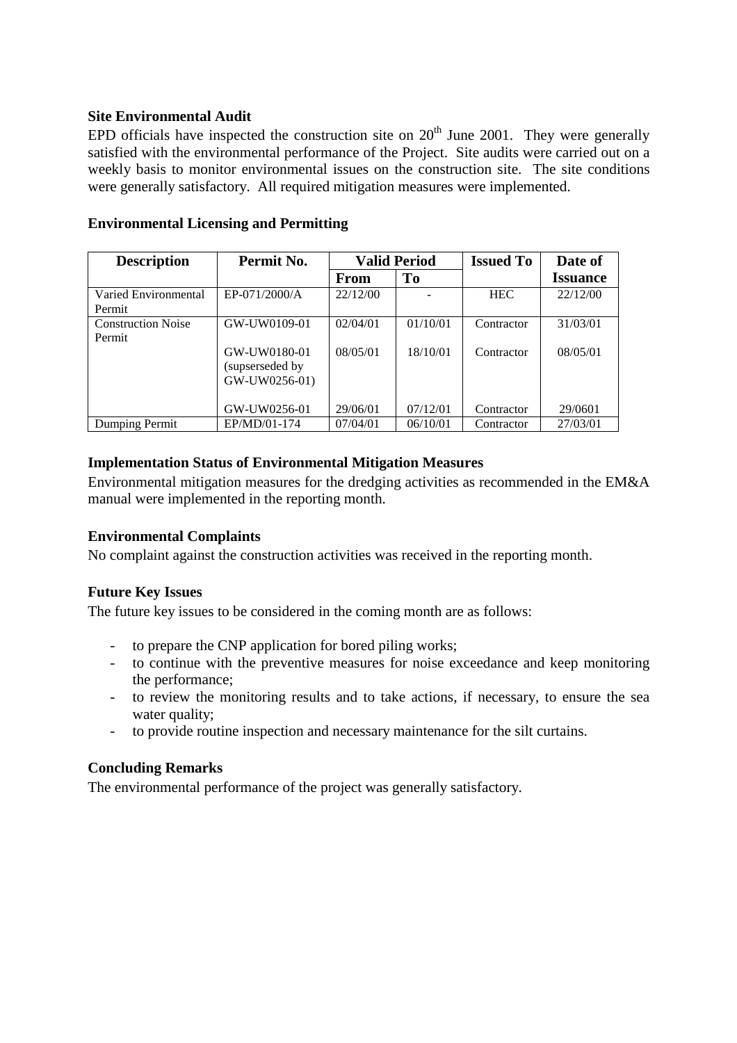**Site Environmental Audit**

EPD officials have inspected the construction site on 20th June 2001. They were generally satisfied with the environmental performance of the Project. Site audits were carried out on a weekly basis to monitor environmental issues on the construction site. The site conditions were generally satisfactory. All required mitigation measures were implemented.

**Environmental Licensing and Permitting**

| Description | Permit No. | Valid Period | | Issued To | Date of |
|---|---|---|---|---|---|
| | | From | To | | Issuance |
| Varied Environmental Permit | EP-071/2000/A | 22/12/00 | - | HEC | 22/12/00 |
| Construction Noise Permit | GW-UW0109-01 | 02/04/01 | 01/10/01 | Contractor | 31/03/01 |
| | GW-UW0180-01 (supserseded by GW-UW0256-01) | 08/05/01 | 18/10/01 | Contractor | 08/05/01 |
| | GW-UW0256-01 | 29/06/01 | 07/12/01 | Contractor | 29/0601 |
| Dumping Permit | EP/MD/01-174 | 07/04/01 | 06/10/01 | Contractor | 27/03/01 |

**Implementation Status of Environmental Mitigation Measures**

Environmental mitigation measures for the dredging activities as recommended in the EM&A manual were implemented in the reporting month.

**Environmental Complaints**

No complaint against the construction activities was received in the reporting month.

**Future Key Issues**

The future key issues to be considered in the coming month are as follows:

- to prepare the CNP application for bored piling works;
- to continue with the preventive measures for noise exceedance and keep monitoring the performance;
- to review the monitoring results and to take actions, if necessary, to ensure the sea water quality;
- to provide routine inspection and necessary maintenance for the silt curtains.

**Concluding Remarks**

The environmental performance of the project was generally satisfactory.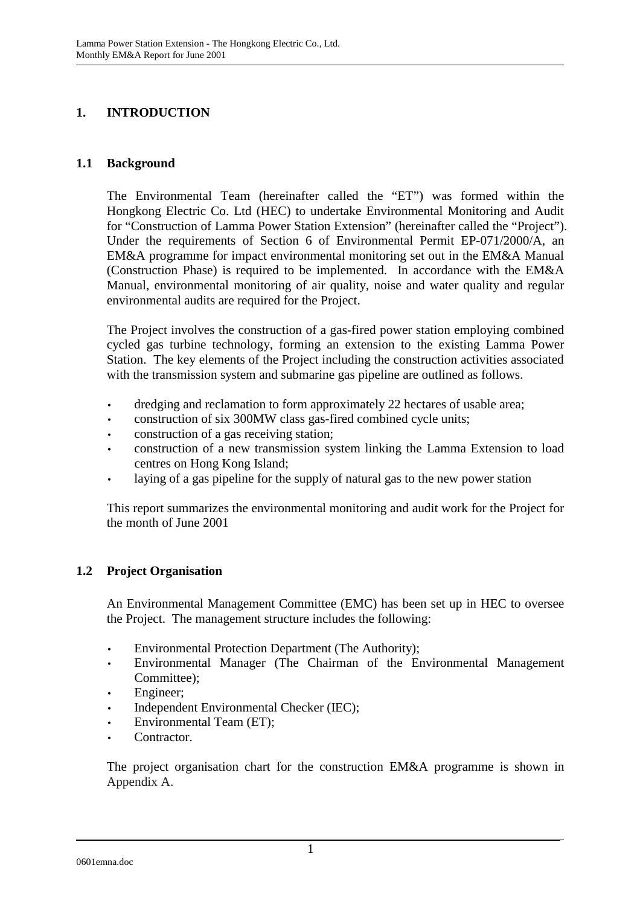# 1. INTRODUCTION

## 1.1 Background

The Environmental Team (hereinafter called the "ET") was formed within the Hongkong Electric Co. Ltd (HEC) to undertake Environmental Monitoring and Audit for "Construction of Lamma Power Station Extension" (hereinafter called the "Project"). Under the requirements of Section 6 of Environmental Permit EP-071/2000/A, an EM&A programme for impact environmental monitoring set out in the EM&A Manual (Construction Phase) is required to be implemented. In accordance with the EM&A Manual, environmental monitoring of air quality, noise and water quality and regular environmental audits are required for the Project.

The Project involves the construction of a gas-fired power station employing combined cycled gas turbine technology, forming an extension to the existing Lamma Power Station. The key elements of the Project including the construction activities associated with the transmission system and submarine gas pipeline are outlined as follows.

- dredging and reclamation to form approximately 22 hectares of usable area;
- construction of six 300MW class gas-fired combined cycle units;
- construction of a gas receiving station;
- construction of a new transmission system linking the Lamma Extension to load centres on Hong Kong Island;
- laying of a gas pipeline for the supply of natural gas to the new power station

This report summarizes the environmental monitoring and audit work for the Project for the month of June 2001

## 1.2 Project Organisation

An Environmental Management Committee (EMC) has been set up in HEC to oversee the Project. The management structure includes the following:

- Environmental Protection Department (The Authority);
- Environmental Manager (The Chairman of the Environmental Management Committee);
- Engineer;
- Independent Environmental Checker (IEC);
- Environmental Team (ET);
- Contractor.

The project organisation chart for the construction EM&A programme is shown in Appendix A.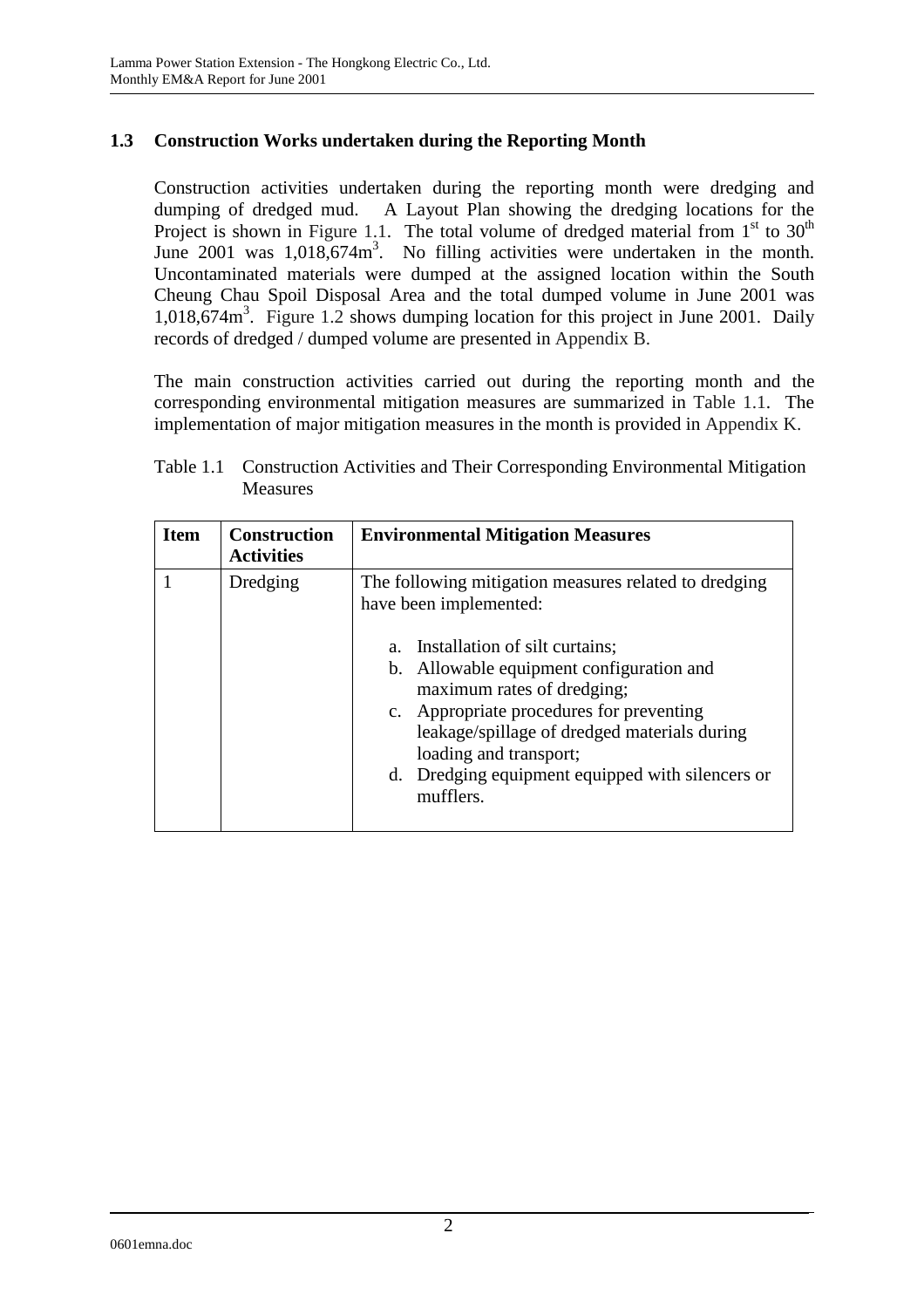## 1.3 Construction Works undertaken during the Reporting Month

Construction activities undertaken during the reporting month were dredging and dumping of dredged mud. A Layout Plan showing the dredging locations for the Project is shown in Figure 1.1. The total volume of dredged material from 1st to 30th June 2001 was 1,018,674m$^3$. No filling activities were undertaken in the month. Uncontaminated materials were dumped at the assigned location within the South Cheung Chau Spoil Disposal Area and the total dumped volume in June 2001 was 1,018,674m$^3$. Figure 1.2 shows dumping location for this project in June 2001. Daily records of dredged / dumped volume are presented in Appendix B.

The main construction activities carried out during the reporting month and the corresponding environmental mitigation measures are summarized in Table 1.1. The implementation of major mitigation measures in the month is provided in Appendix K.

Table 1.1 Construction Activities and Their Corresponding Environmental Mitigation Measures

| Item | Construction Activities | Environmental Mitigation Measures |
|---|---|---|
| 1 | Dredging | The following mitigation measures related to dredging have been implemented:<br><br>a. Installation of silt curtains;<br>b. Allowable equipment configuration and maximum rates of dredging;<br>c. Appropriate procedures for preventing leakage/spillage of dredged materials during loading and transport;<br>d. Dredging equipment equipped with silencers or mufflers. |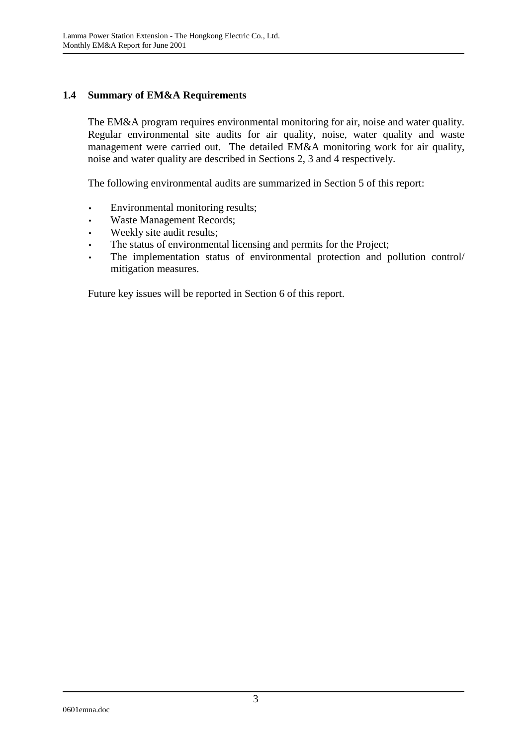## 1.4 Summary of EM&A Requirements

The EM&A program requires environmental monitoring for air, noise and water quality. Regular environmental site audits for air quality, noise, water quality and waste management were carried out. The detailed EM&A monitoring work for air quality, noise and water quality are described in Sections 2, 3 and 4 respectively.

The following environmental audits are summarized in Section 5 of this report:

- Environmental monitoring results;
- Waste Management Records;
- Weekly site audit results;
- The status of environmental licensing and permits for the Project;
- The implementation status of environmental protection and pollution control/ mitigation measures.

Future key issues will be reported in Section 6 of this report.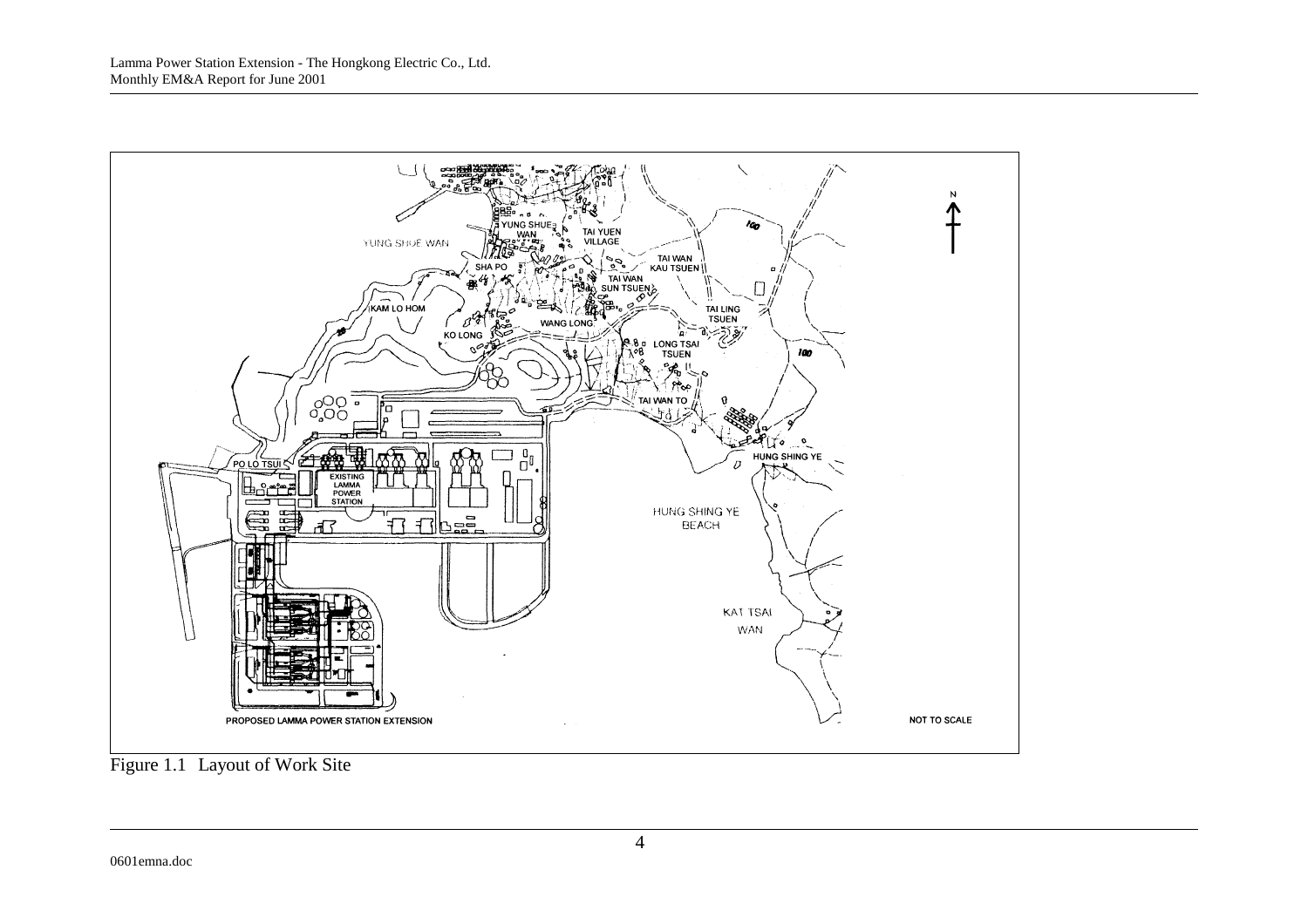Figure 1.1 Layout of Work Site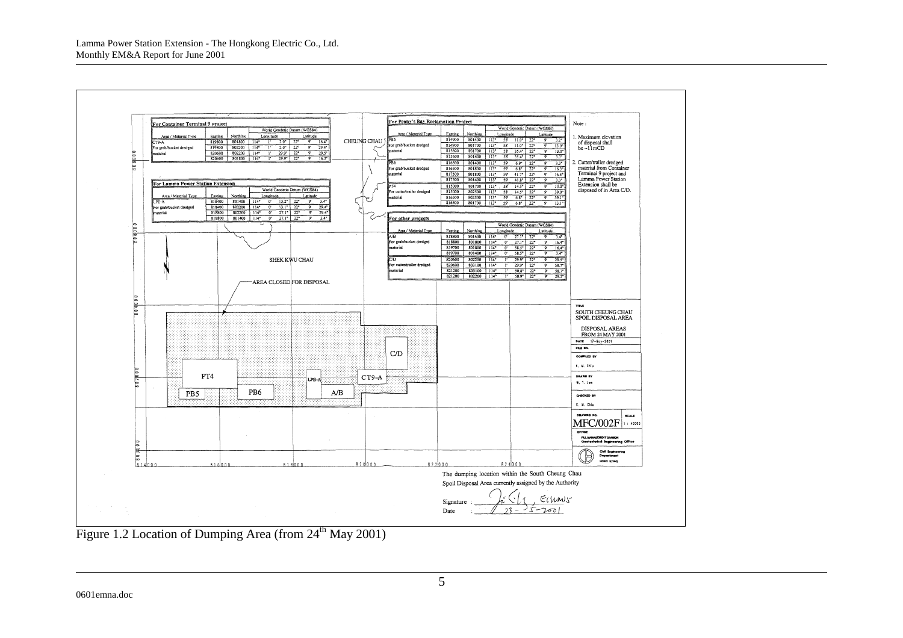**For Container Terminal 9 project**

| Area / Material Type | Easting | Northing | Longitude | | | Latitude | | |
|---|---|---|---|---|---|---|---|---|
| CT9-A | 819800 | 801800 | 114° | 1' | 2.0" | 22° | 9' | 16.4" |
| For grab/bucket dredged | 819800 | 802200 | 114° | 1' | 2.0" | 22° | 9' | 29.4" |
| material | 820600 | 802200 | 114° | 1' | 29.9" | 22° | 9' | 29.5" |
| | 820600 | 801800 | 114° | 1' | 29.9" | 22° | 9' | 16.5" |

**For Lamma Power Station Extension**

| Area / Material Type | Easting | Northing | Longitude | | | Latitude | | |
|---|---|---|---|---|---|---|---|---|
| LPE-A | 818400 | 801400 | 114° | 0' | 13.2" | 22° | 9' | 3.4" |
| For grab/bucket dredged | 818400 | 802200 | 114° | 0' | 13.1" | 22° | 9' | 29.4" |
| material | 818800 | 802200 | 114° | 0' | 27.1" | 22° | 9' | 29.4" |
| | 818800 | 801400 | 114° | 0' | 27.1" | 22° | 9' | 3.4" |

**For Penny's Bay Reclamation Project**

| Area / Material Type | Easting | Northing | Longitude | | | Latitude | | |
|---|---|---|---|---|---|---|---|---|
| PB5 | 814900 | 801400 | 113° | 58' | 11.0" | 22° | 9' | 3.2" |
| For grab/bucket dredged | 814900 | 801700 | 113° | 58' | 11.0" | 22° | 9' | 13.0" |
| material | 815600 | 801700 | 113° | 58' | 35.4" | 22° | 9' | 13.0" |
| | 815600 | 801400 | 113° | 58' | 35.4" | 22° | 9' | 3.3" |
| PB6 | 816500 | 801400 | 113° | 59' | 6.9" | 22° | 9' | 3.3" |
| For grab/bucket dredged | 816500 | 801800 | 113° | 59' | 6.8" | 22° | 9' | 16.3" |
| material | 817500 | 801800 | 113° | 59' | 41.7" | 22° | 9' | 16.4" |
| | 817500 | 801400 | 113° | 59' | 41.8" | 22° | 9' | 3.3" |
| PT4 | 815000 | 801700 | 113° | 58' | 14.5" | 22° | 9' | 13.0" |
| For cutter/trailer dredged | 815000 | 802500 | 113° | 58' | 14.5" | 22° | 9' | 39.0" |
| material | 816500 | 802500 | 113° | 59' | 6.8" | 22° | 9' | 39.1" |
| | 816500 | 801700 | 113° | 59' | 6.8" | 22° | 9' | 13.1" |

**For other projects**

| Area / Material Type | Easting | Northing | Longitude | | | Latitude | | |
|---|---|---|---|---|---|---|---|---|
| A/B | 818800 | 801400 | 114° | 0' | 27.1" | 22° | 9' | 3.4" |
| For grab/bucket dredged | 818800 | 801800 | 114° | 0' | 27.1" | 22° | 9' | 16.4" |
| material | 819700 | 801800 | 114° | 0' | 58.5" | 22° | 9' | 16.4" |
| | 819700 | 801400 | 114° | 0' | 58.5" | 22° | 9' | 3.4" |
| C/D | 820600 | 802200 | 114° | 1' | 29.9" | 22° | 9' | 29.5" |
| For cutter/trailer dredged | 820600 | 803100 | 114° | 1' | 29.9" | 22° | 9' | 58.7" |
| material | 821200 | 803100 | 114° | 1' | 50.8" | 22° | 9' | 58.7" |
| | 821200 | 802200 | 114° | 1' | 50.9" | 22° | 9' | 29.5" |

Note :

1. Maximum elevation of disposal shall be −11mCD
2. Cutter/trailer dredged material from Container Terminal 9 project and Lamma Power Station Extension shall be disposed of in Area C/D.

CHEUNG CHAU

SHEK KWU CHAU

AREA CLOSED FOR DISPOSAL

C/D, PT4, LPE-A, CT9-A, PB5, PB6, A/B

814000, 816000, 818000, 820000, 822000, 824000

TITLE: SOUTH CHEUNG CHAU SPOIL DISPOSAL AREA

DISPOSAL AREAS FROM 24 MAY 2001

DATE: 17-May-2001

FILE NO.

COMPILED BY: K. M. Chiu

DRAWN BY: W. T. Lam

CHECKED BY: K. M. Chiu

DRAWING NO. MFC/002F SCALE 1 : 40000

OFFICE: FILL MANAGEMENT DIVISION, Geotechnical Engineering Office

Civil Engineering Department HONG KONG

The dumping location within the South Cheung Chau Spoil Disposal Area currently assigned by the Authority

Signature : ________ E(WMS)

Date : 23 - 5 - 2001

Figure 1.2 Location of Dumping Area (from 24th May 2001)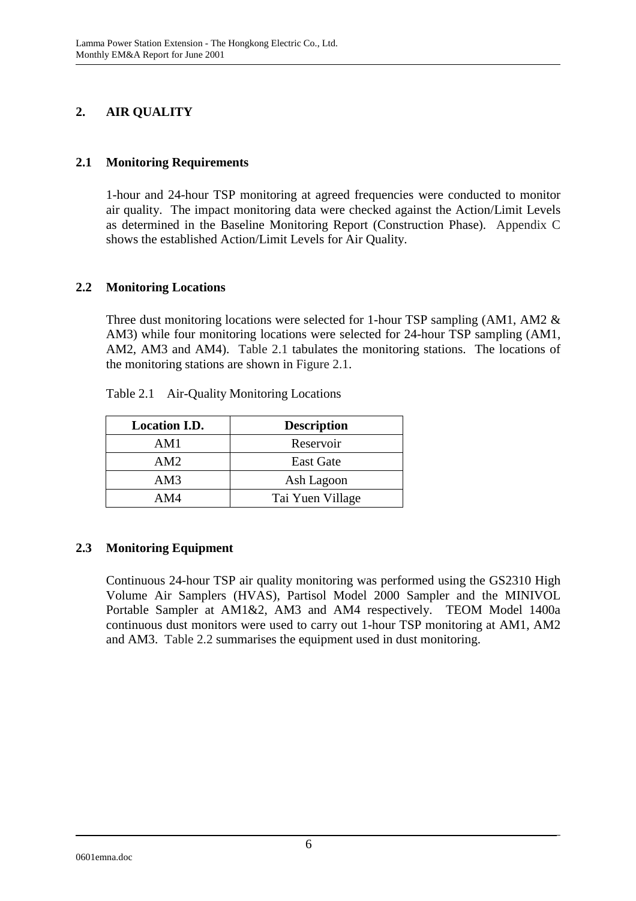# 2. AIR QUALITY

## 2.1 Monitoring Requirements

1-hour and 24-hour TSP monitoring at agreed frequencies were conducted to monitor air quality. The impact monitoring data were checked against the Action/Limit Levels as determined in the Baseline Monitoring Report (Construction Phase). Appendix C shows the established Action/Limit Levels for Air Quality.

## 2.2 Monitoring Locations

Three dust monitoring locations were selected for 1-hour TSP sampling (AM1, AM2 & AM3) while four monitoring locations were selected for 24-hour TSP sampling (AM1, AM2, AM3 and AM4). Table 2.1 tabulates the monitoring stations. The locations of the monitoring stations are shown in Figure 2.1.

Table 2.1 Air-Quality Monitoring Locations

| Location I.D. | Description |
|---|---|
| AM1 | Reservoir |
| AM2 | East Gate |
| AM3 | Ash Lagoon |
| AM4 | Tai Yuen Village |

## 2.3 Monitoring Equipment

Continuous 24-hour TSP air quality monitoring was performed using the GS2310 High Volume Air Samplers (HVAS), Partisol Model 2000 Sampler and the MINIVOL Portable Sampler at AM1&2, AM3 and AM4 respectively. TEOM Model 1400a continuous dust monitors were used to carry out 1-hour TSP monitoring at AM1, AM2 and AM3. Table 2.2 summarises the equipment used in dust monitoring.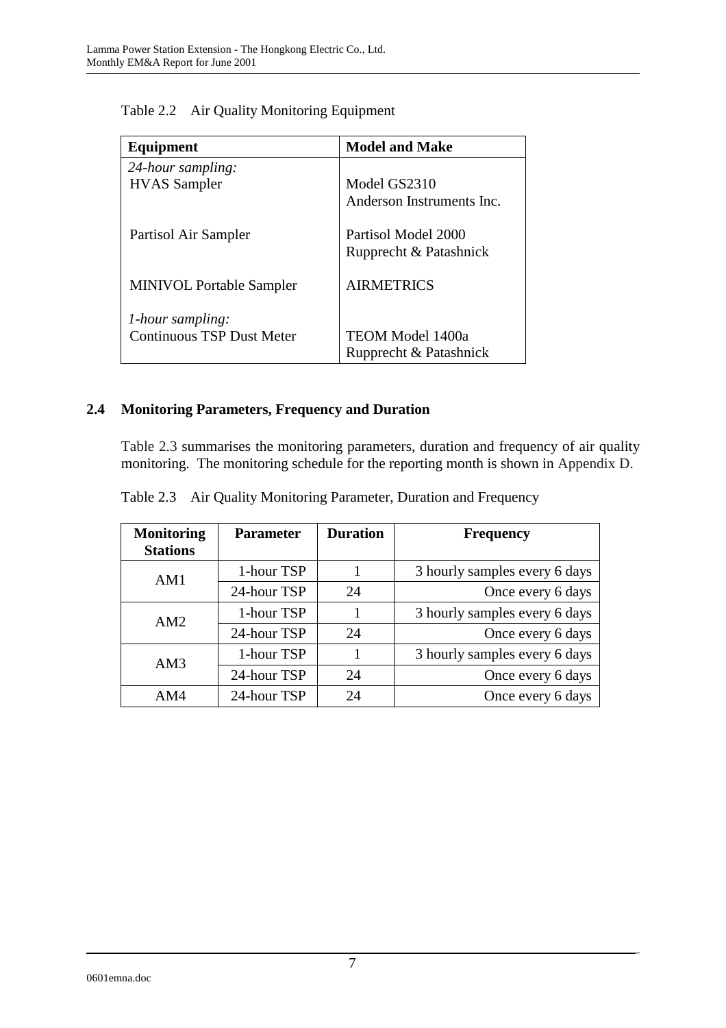Table 2.2 Air Quality Monitoring Equipment

| Equipment | Model and Make |
|---|---|
| *24-hour sampling:* | |
| HVAS Sampler | Model GS2310<br>Anderson Instruments Inc. |
| Partisol Air Sampler | Partisol Model 2000<br>Rupprecht & Patashnick |
| MINIVOL Portable Sampler | AIRMETRICS |
| *1-hour sampling:* | |
| Continuous TSP Dust Meter | TEOM Model 1400a<br>Rupprecht & Patashnick |

### 2.4 Monitoring Parameters, Frequency and Duration

Table 2.3 summarises the monitoring parameters, duration and frequency of air quality monitoring. The monitoring schedule for the reporting month is shown in Appendix D.

Table 2.3 Air Quality Monitoring Parameter, Duration and Frequency

| Monitoring Stations | Parameter | Duration | Frequency |
|---|---|---|---|
| AM1 | 1-hour TSP | 1 | 3 hourly samples every 6 days |
| | 24-hour TSP | 24 | Once every 6 days |
| AM2 | 1-hour TSP | 1 | 3 hourly samples every 6 days |
| | 24-hour TSP | 24 | Once every 6 days |
| AM3 | 1-hour TSP | 1 | 3 hourly samples every 6 days |
| | 24-hour TSP | 24 | Once every 6 days |
| AM4 | 24-hour TSP | 24 | Once every 6 days |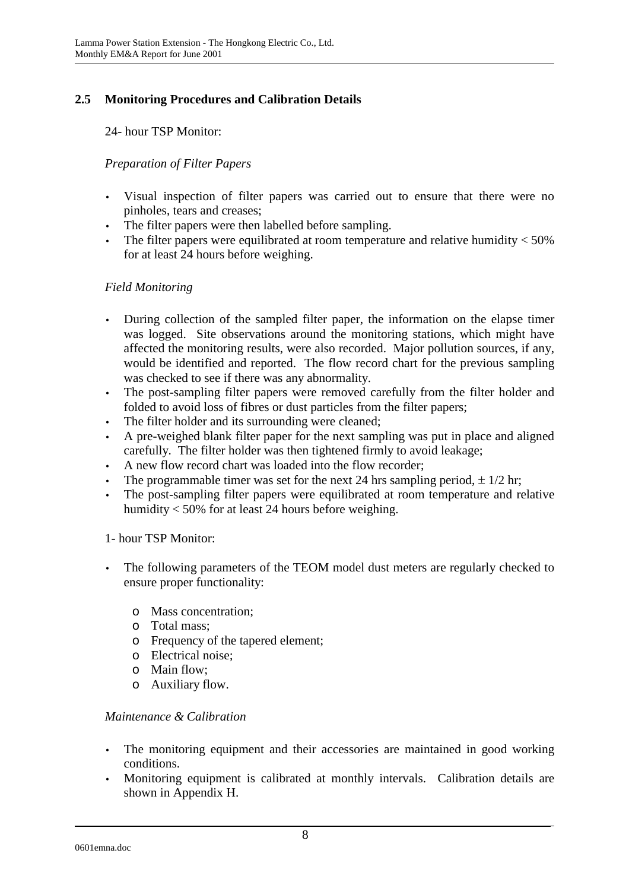## 2.5 Monitoring Procedures and Calibration Details

24- hour TSP Monitor:

*Preparation of Filter Papers*

- Visual inspection of filter papers was carried out to ensure that there were no pinholes, tears and creases;
- The filter papers were then labelled before sampling.
- The filter papers were equilibrated at room temperature and relative humidity < 50% for at least 24 hours before weighing.

*Field Monitoring*

- During collection of the sampled filter paper, the information on the elapse timer was logged. Site observations around the monitoring stations, which might have affected the monitoring results, were also recorded. Major pollution sources, if any, would be identified and reported. The flow record chart for the previous sampling was checked to see if there was any abnormality.
- The post-sampling filter papers were removed carefully from the filter holder and folded to avoid loss of fibres or dust particles from the filter papers;
- The filter holder and its surrounding were cleaned;
- A pre-weighed blank filter paper for the next sampling was put in place and aligned carefully. The filter holder was then tightened firmly to avoid leakage;
- A new flow record chart was loaded into the flow recorder;
- The programmable timer was set for the next 24 hrs sampling period, ± 1/2 hr;
- The post-sampling filter papers were equilibrated at room temperature and relative humidity < 50% for at least 24 hours before weighing.

1- hour TSP Monitor:

- The following parameters of the TEOM model dust meters are regularly checked to ensure proper functionality:
  - Mass concentration;
  - Total mass;
  - Frequency of the tapered element;
  - Electrical noise;
  - Main flow;
  - Auxiliary flow.

*Maintenance & Calibration*

- The monitoring equipment and their accessories are maintained in good working conditions.
- Monitoring equipment is calibrated at monthly intervals. Calibration details are shown in Appendix H.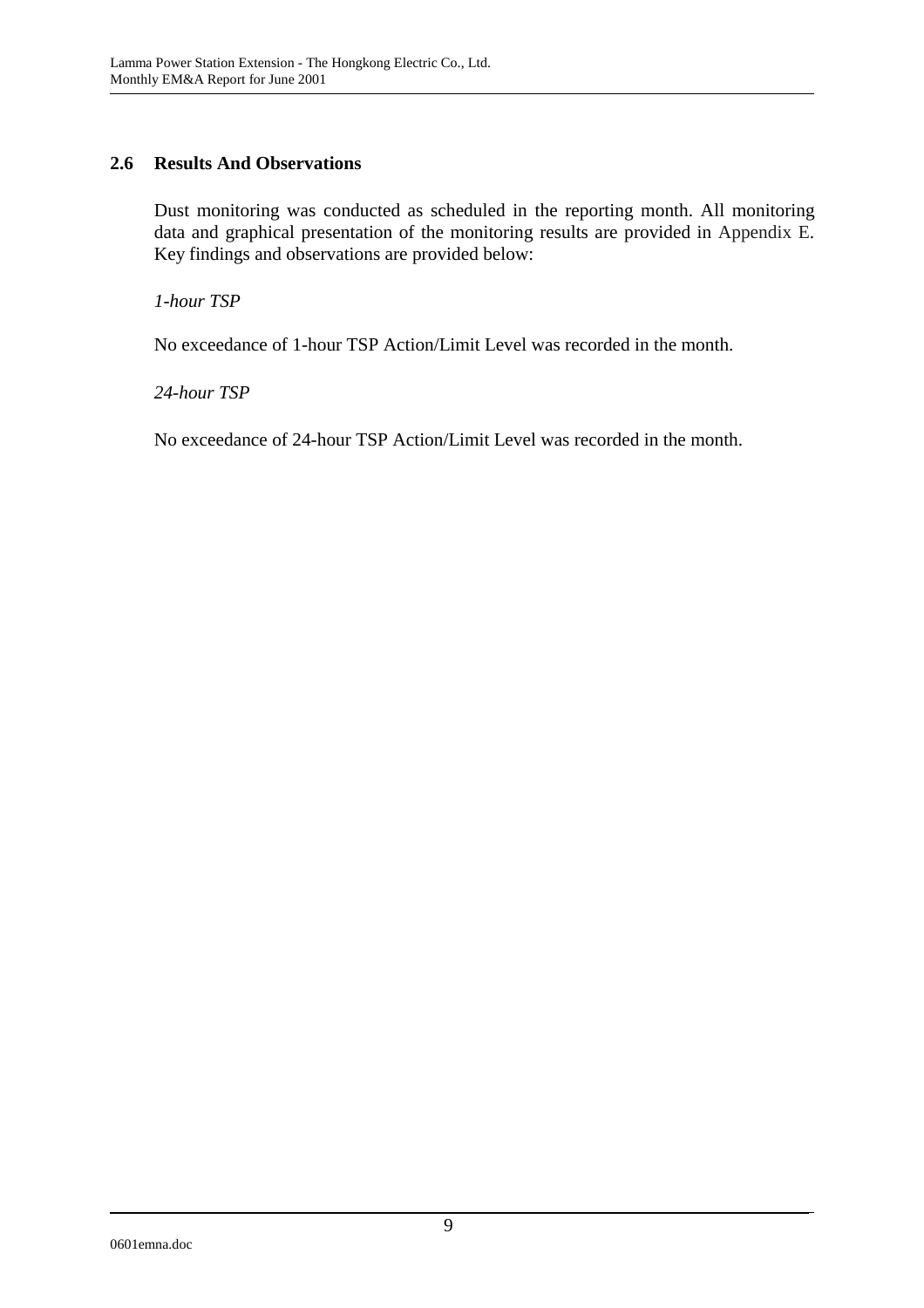## 2.6 Results And Observations

Dust monitoring was conducted as scheduled in the reporting month. All monitoring data and graphical presentation of the monitoring results are provided in Appendix E. Key findings and observations are provided below:

*1-hour TSP*

No exceedance of 1-hour TSP Action/Limit Level was recorded in the month.

*24-hour TSP*

No exceedance of 24-hour TSP Action/Limit Level was recorded in the month.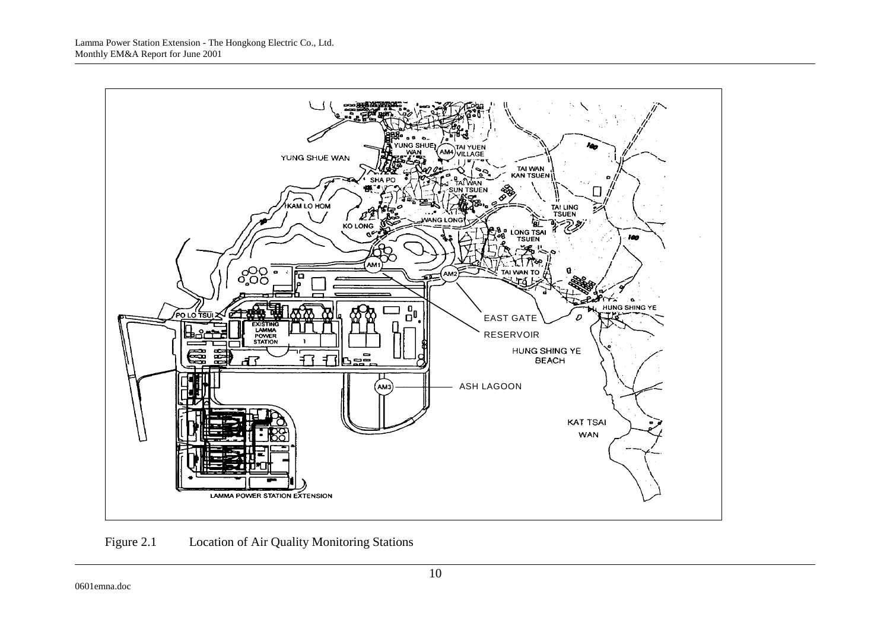Figure 2.1 Location of Air Quality Monitoring Stations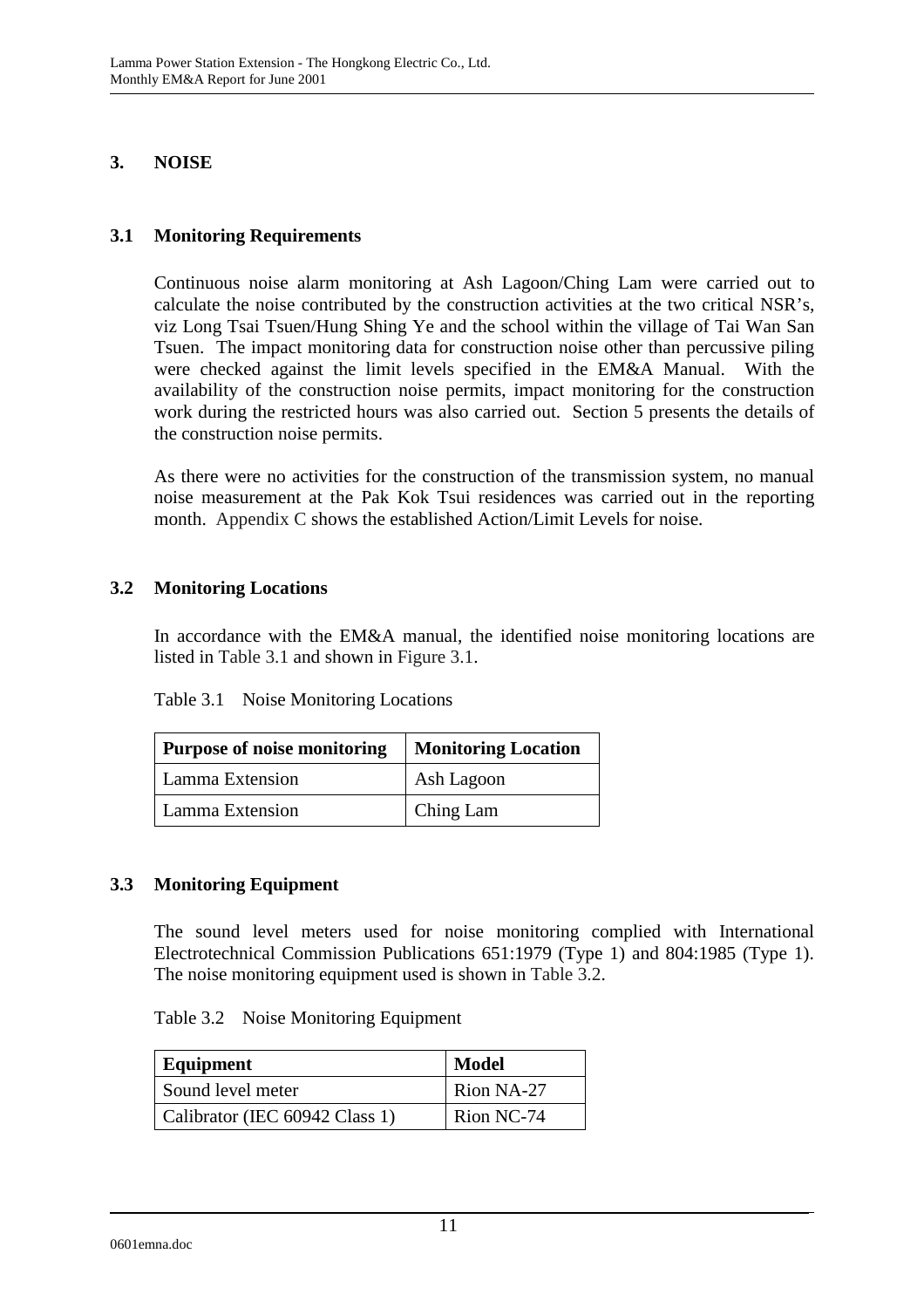## 3. NOISE

### 3.1 Monitoring Requirements

Continuous noise alarm monitoring at Ash Lagoon/Ching Lam were carried out to calculate the noise contributed by the construction activities at the two critical NSR's, viz Long Tsai Tsuen/Hung Shing Ye and the school within the village of Tai Wan San Tsuen. The impact monitoring data for construction noise other than percussive piling were checked against the limit levels specified in the EM&A Manual. With the availability of the construction noise permits, impact monitoring for the construction work during the restricted hours was also carried out. Section 5 presents the details of the construction noise permits.

As there were no activities for the construction of the transmission system, no manual noise measurement at the Pak Kok Tsui residences was carried out in the reporting month. Appendix C shows the established Action/Limit Levels for noise.

### 3.2 Monitoring Locations

In accordance with the EM&A manual, the identified noise monitoring locations are listed in Table 3.1 and shown in Figure 3.1.

Table 3.1 Noise Monitoring Locations

| Purpose of noise monitoring | Monitoring Location |
|---|---|
| Lamma Extension | Ash Lagoon |
| Lamma Extension | Ching Lam |

### 3.3 Monitoring Equipment

The sound level meters used for noise monitoring complied with International Electrotechnical Commission Publications 651:1979 (Type 1) and 804:1985 (Type 1). The noise monitoring equipment used is shown in Table 3.2.

Table 3.2 Noise Monitoring Equipment

| Equipment | Model |
|---|---|
| Sound level meter | Rion NA-27 |
| Calibrator (IEC 60942 Class 1) | Rion NC-74 |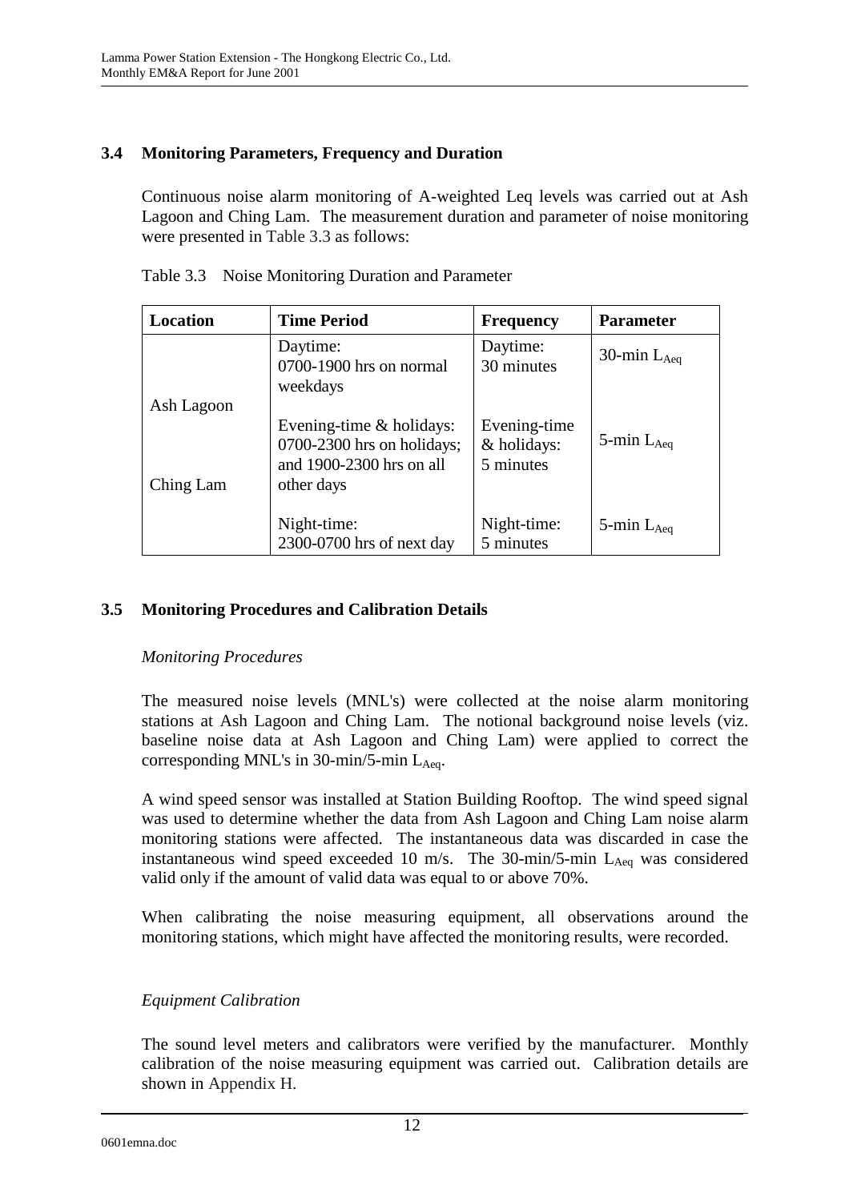## 3.4 Monitoring Parameters, Frequency and Duration

Continuous noise alarm monitoring of A-weighted Leq levels was carried out at Ash Lagoon and Ching Lam. The measurement duration and parameter of noise monitoring were presented in Table 3.3 as follows:

Table 3.3 Noise Monitoring Duration and Parameter

| Location | Time Period | Frequency | Parameter |
|---|---|---|---|
| Ash Lagoon<br><br>Ching Lam | Daytime:<br>0700-1900 hrs on normal weekdays | Daytime:<br>30 minutes | 30-min $L_{Aeq}$ |
| | Evening-time & holidays:<br>0700-2300 hrs on holidays; and 1900-2300 hrs on all other days | Evening-time & holidays:<br>5 minutes | 5-min $L_{Aeq}$ |
| | Night-time:<br>2300-0700 hrs of next day | Night-time:<br>5 minutes | 5-min $L_{Aeq}$ |

## 3.5 Monitoring Procedures and Calibration Details

*Monitoring Procedures*

The measured noise levels (MNL's) were collected at the noise alarm monitoring stations at Ash Lagoon and Ching Lam. The notional background noise levels (viz. baseline noise data at Ash Lagoon and Ching Lam) were applied to correct the corresponding MNL's in 30-min/5-min $L_{Aeq}$.

A wind speed sensor was installed at Station Building Rooftop. The wind speed signal was used to determine whether the data from Ash Lagoon and Ching Lam noise alarm monitoring stations were affected. The instantaneous data was discarded in case the instantaneous wind speed exceeded 10 m/s. The 30-min/5-min $L_{Aeq}$ was considered valid only if the amount of valid data was equal to or above 70%.

When calibrating the noise measuring equipment, all observations around the monitoring stations, which might have affected the monitoring results, were recorded.

*Equipment Calibration*

The sound level meters and calibrators were verified by the manufacturer. Monthly calibration of the noise measuring equipment was carried out. Calibration details are shown in Appendix H.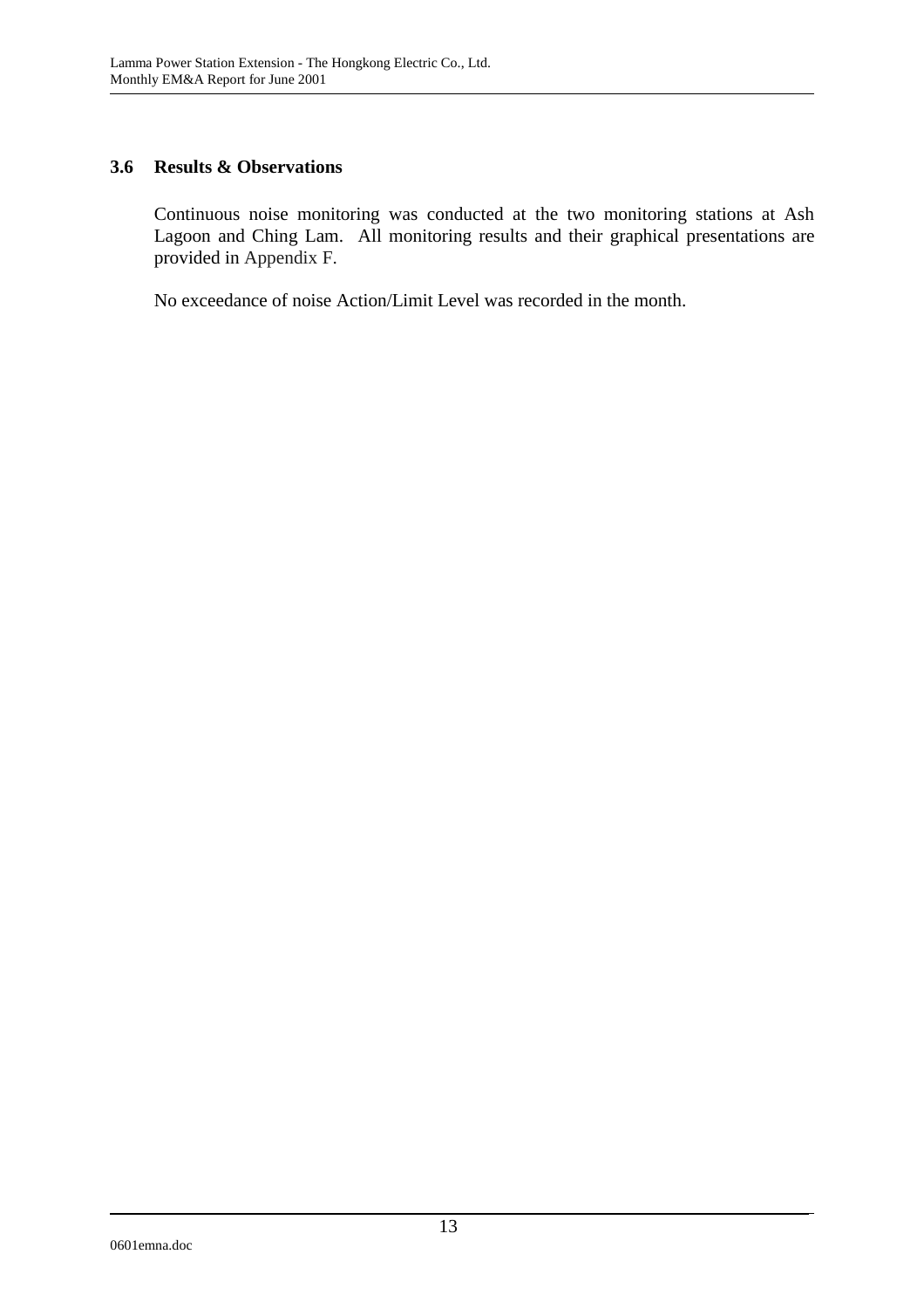### 3.6 Results & Observations

Continuous noise monitoring was conducted at the two monitoring stations at Ash Lagoon and Ching Lam. All monitoring results and their graphical presentations are provided in Appendix F.

No exceedance of noise Action/Limit Level was recorded in the month.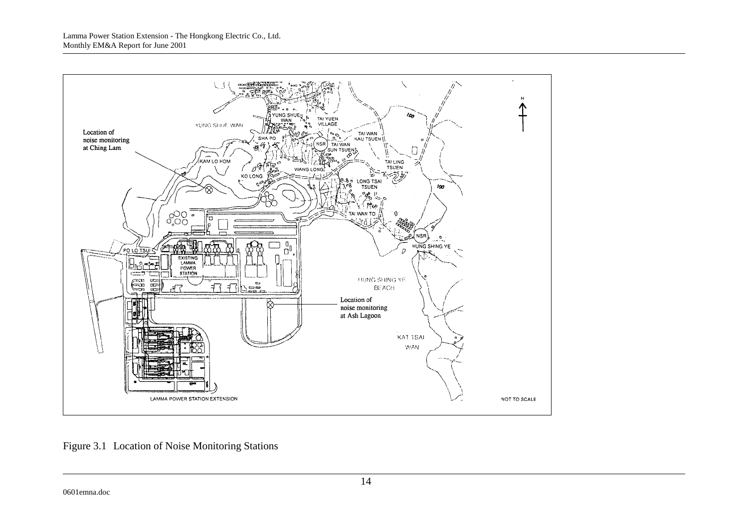Figure 3.1 Location of Noise Monitoring Stations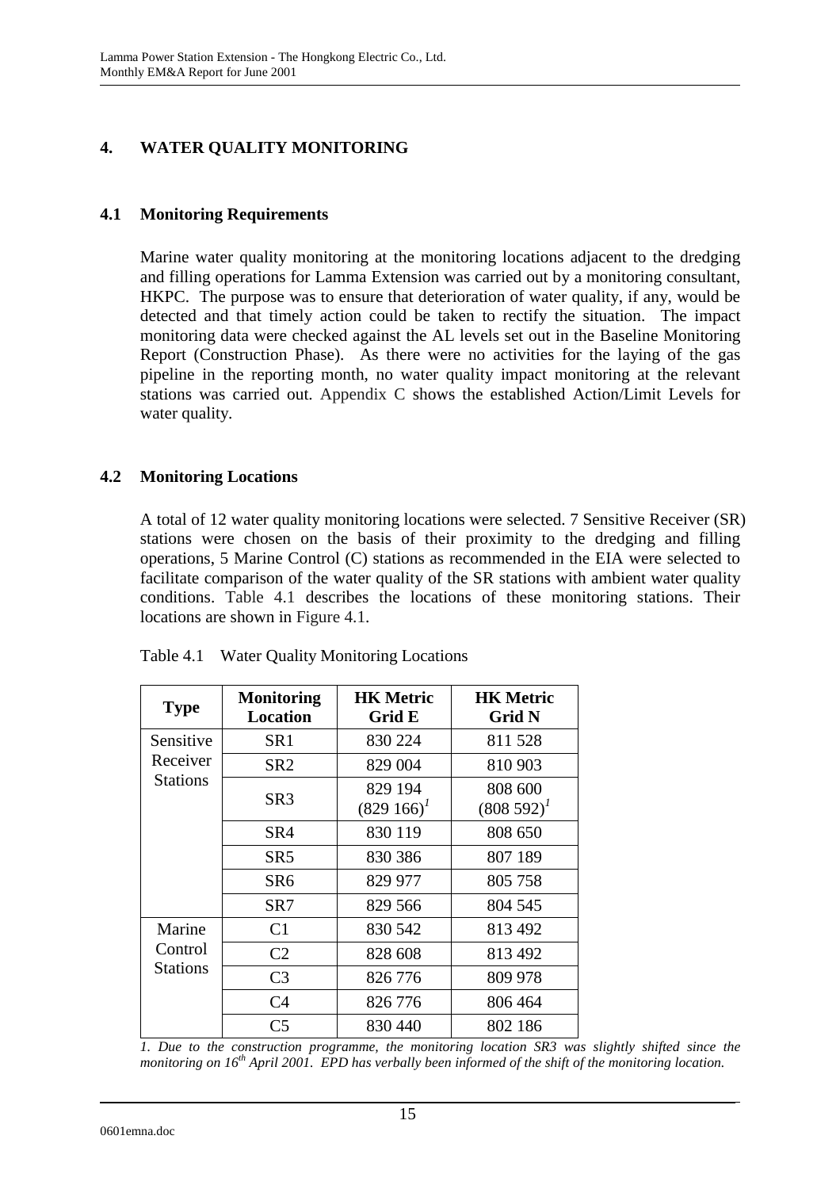## 4. WATER QUALITY MONITORING

### 4.1 Monitoring Requirements

Marine water quality monitoring at the monitoring locations adjacent to the dredging and filling operations for Lamma Extension was carried out by a monitoring consultant, HKPC. The purpose was to ensure that deterioration of water quality, if any, would be detected and that timely action could be taken to rectify the situation. The impact monitoring data were checked against the AL levels set out in the Baseline Monitoring Report (Construction Phase). As there were no activities for the laying of the gas pipeline in the reporting month, no water quality impact monitoring at the relevant stations was carried out. Appendix C shows the established Action/Limit Levels for water quality.

### 4.2 Monitoring Locations

A total of 12 water quality monitoring locations were selected. 7 Sensitive Receiver (SR) stations were chosen on the basis of their proximity to the dredging and filling operations, 5 Marine Control (C) stations as recommended in the EIA were selected to facilitate comparison of the water quality of the SR stations with ambient water quality conditions. Table 4.1 describes the locations of these monitoring stations. Their locations are shown in Figure 4.1.

Table 4.1 Water Quality Monitoring Locations

| Type | Monitoring Location | HK Metric Grid E | HK Metric Grid N |
|---|---|---|---|
| Sensitive Receiver Stations | SR1 | 830 224 | 811 528 |
| | SR2 | 829 004 | 810 903 |
| | SR3 | 829 194 (829 166)[1] | 808 600 (808 592)[1] |
| | SR4 | 830 119 | 808 650 |
| | SR5 | 830 386 | 807 189 |
| | SR6 | 829 977 | 805 758 |
| | SR7 | 829 566 | 804 545 |
| Marine Control Stations | C1 | 830 542 | 813 492 |
| | C2 | 828 608 | 813 492 |
| | C3 | 826 776 | 809 978 |
| | C4 | 826 776 | 806 464 |
| | C5 | 830 440 | 802 186 |

*1. Due to the construction programme, the monitoring location SR3 was slightly shifted since the monitoring on 16th April 2001. EPD has verbally been informed of the shift of the monitoring location.*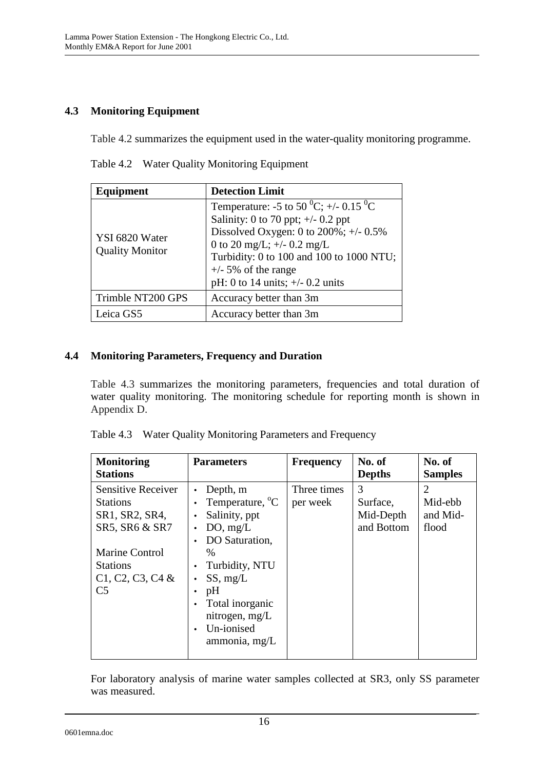## 4.3 Monitoring Equipment

Table 4.2 summarizes the equipment used in the water-quality monitoring programme.

Table 4.2 Water Quality Monitoring Equipment

| Equipment | Detection Limit |
|---|---|
| YSI 6820 Water Quality Monitor | Temperature: -5 to 50 $^0$C; +/- 0.15 $^0$C<br>Salinity: 0 to 70 ppt; +/- 0.2 ppt<br>Dissolved Oxygen: 0 to 200%; +/- 0.5%<br>0 to 20 mg/L; +/- 0.2 mg/L<br>Turbidity: 0 to 100 and 100 to 1000 NTU; +/- 5% of the range<br>pH: 0 to 14 units; +/- 0.2 units |
| Trimble NT200 GPS | Accuracy better than 3m |
| Leica GS5 | Accuracy better than 3m |

## 4.4 Monitoring Parameters, Frequency and Duration

Table 4.3 summarizes the monitoring parameters, frequencies and total duration of water quality monitoring. The monitoring schedule for reporting month is shown in Appendix D.

Table 4.3 Water Quality Monitoring Parameters and Frequency

| Monitoring Stations | Parameters | Frequency | No. of Depths | No. of Samples |
|---|---|---|---|---|
| Sensitive Receiver Stations SR1, SR2, SR4, SR5, SR6 & SR7<br><br>Marine Control Stations C1, C2, C3, C4 & C5 | • Depth, m<br>• Temperature, $^o$C<br>• Salinity, ppt<br>• DO, mg/L<br>• DO Saturation, %<br>• Turbidity, NTU<br>• SS, mg/L<br>• pH<br>• Total inorganic nitrogen, mg/L<br>• Un-ionised ammonia, mg/L | Three times per week | 3<br>Surface, Mid-Depth and Bottom | 2<br>Mid-ebb and Mid-flood |

For laboratory analysis of marine water samples collected at SR3, only SS parameter was measured.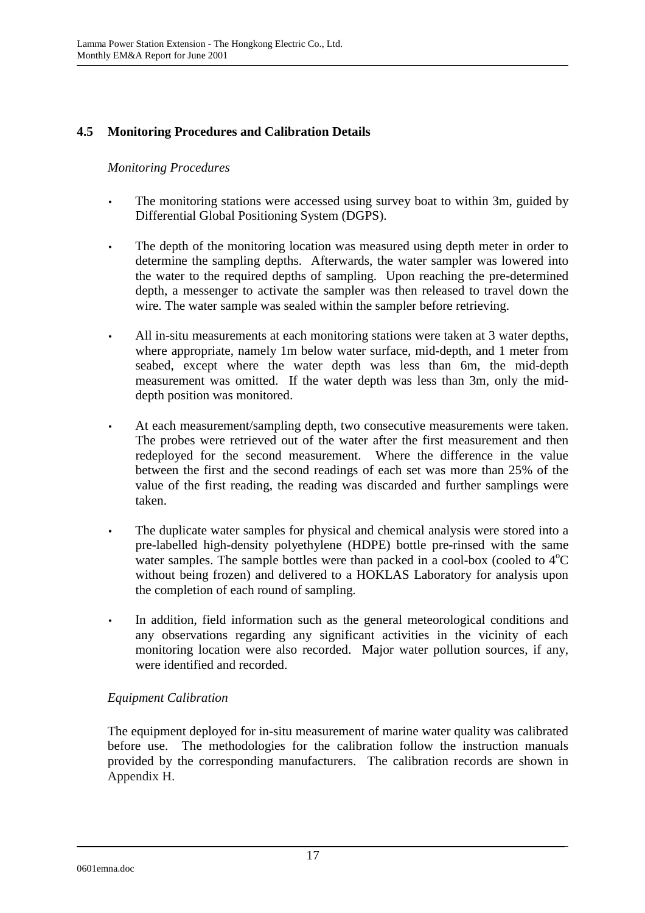## 4.5 Monitoring Procedures and Calibration Details

*Monitoring Procedures*

- The monitoring stations were accessed using survey boat to within 3m, guided by Differential Global Positioning System (DGPS).
- The depth of the monitoring location was measured using depth meter in order to determine the sampling depths. Afterwards, the water sampler was lowered into the water to the required depths of sampling. Upon reaching the pre-determined depth, a messenger to activate the sampler was then released to travel down the wire. The water sample was sealed within the sampler before retrieving.
- All in-situ measurements at each monitoring stations were taken at 3 water depths, where appropriate, namely 1m below water surface, mid-depth, and 1 meter from seabed, except where the water depth was less than 6m, the mid-depth measurement was omitted. If the water depth was less than 3m, only the mid-depth position was monitored.
- At each measurement/sampling depth, two consecutive measurements were taken. The probes were retrieved out of the water after the first measurement and then redeployed for the second measurement. Where the difference in the value between the first and the second readings of each set was more than 25% of the value of the first reading, the reading was discarded and further samplings were taken.
- The duplicate water samples for physical and chemical analysis were stored into a pre-labelled high-density polyethylene (HDPE) bottle pre-rinsed with the same water samples. The sample bottles were than packed in a cool-box (cooled to $4^oC$ without being frozen) and delivered to a HOKLAS Laboratory for analysis upon the completion of each round of sampling.
- In addition, field information such as the general meteorological conditions and any observations regarding any significant activities in the vicinity of each monitoring location were also recorded. Major water pollution sources, if any, were identified and recorded.

*Equipment Calibration*

The equipment deployed for in-situ measurement of marine water quality was calibrated before use. The methodologies for the calibration follow the instruction manuals provided by the corresponding manufacturers. The calibration records are shown in Appendix H.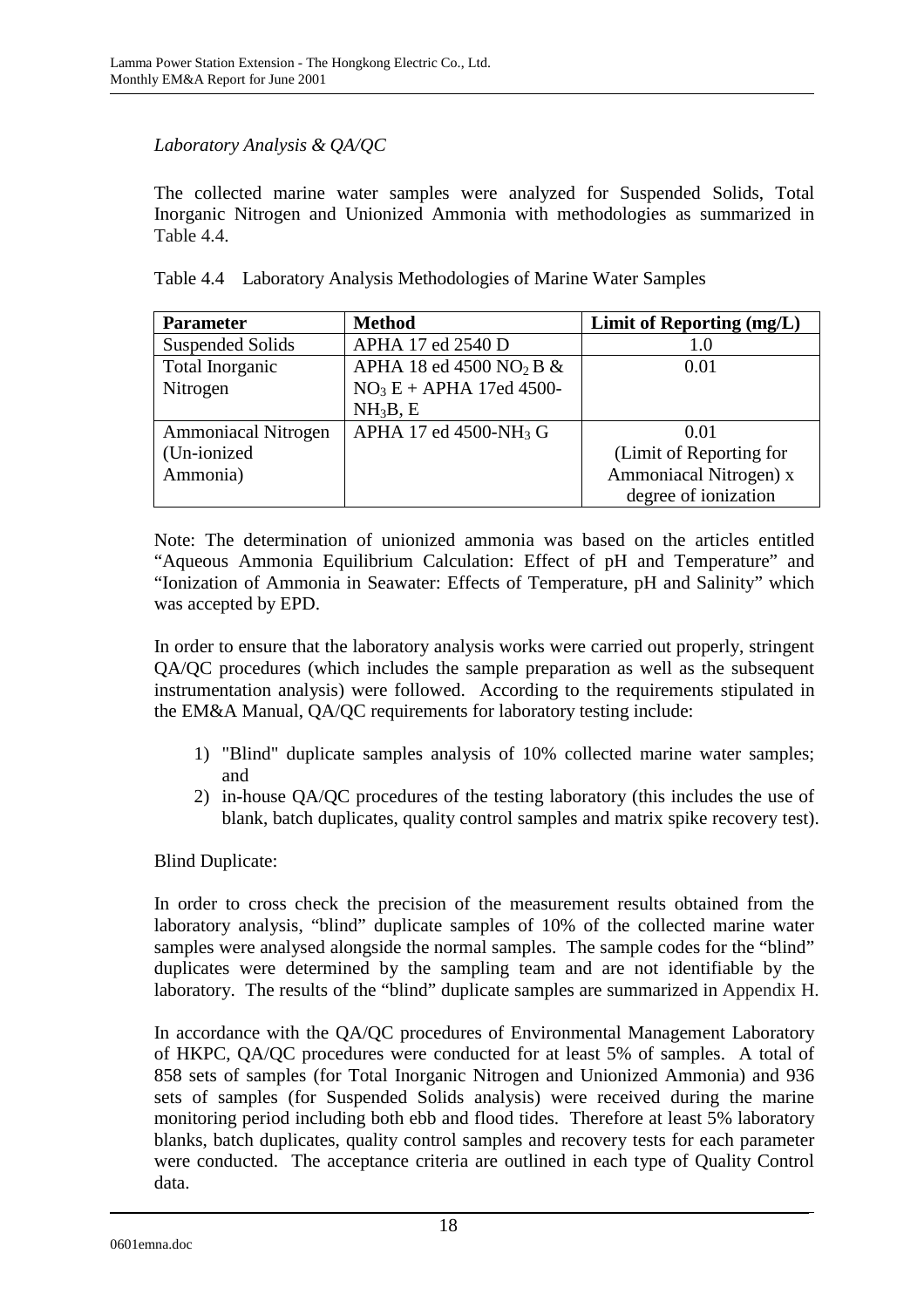*Laboratory Analysis & QA/QC*

The collected marine water samples were analyzed for Suspended Solids, Total Inorganic Nitrogen and Unionized Ammonia with methodologies as summarized in Table 4.4.

Table 4.4 Laboratory Analysis Methodologies of Marine Water Samples

| Parameter | Method | Limit of Reporting (mg/L) |
|---|---|---|
| Suspended Solids | APHA 17 ed 2540 D | 1.0 |
| Total Inorganic Nitrogen | APHA 18 ed 4500 $NO_2$ B & $NO_3$ E + APHA 17ed 4500-$NH_3$B, E | 0.01 |
| Ammoniacal Nitrogen (Un-ionized Ammonia) | APHA 17 ed 4500-$NH_3$ G | 0.01 (Limit of Reporting for Ammoniacal Nitrogen) x degree of ionization |

Note: The determination of unionized ammonia was based on the articles entitled "Aqueous Ammonia Equilibrium Calculation: Effect of pH and Temperature" and "Ionization of Ammonia in Seawater: Effects of Temperature, pH and Salinity" which was accepted by EPD.

In order to ensure that the laboratory analysis works were carried out properly, stringent QA/QC procedures (which includes the sample preparation as well as the subsequent instrumentation analysis) were followed. According to the requirements stipulated in the EM&A Manual, QA/QC requirements for laboratory testing include:

1) "Blind" duplicate samples analysis of 10% collected marine water samples; and
2) in-house QA/QC procedures of the testing laboratory (this includes the use of blank, batch duplicates, quality control samples and matrix spike recovery test).

Blind Duplicate:

In order to cross check the precision of the measurement results obtained from the laboratory analysis, "blind" duplicate samples of 10% of the collected marine water samples were analysed alongside the normal samples. The sample codes for the "blind" duplicates were determined by the sampling team and are not identifiable by the laboratory. The results of the "blind" duplicate samples are summarized in Appendix H.

In accordance with the QA/QC procedures of Environmental Management Laboratory of HKPC, QA/QC procedures were conducted for at least 5% of samples. A total of 858 sets of samples (for Total Inorganic Nitrogen and Unionized Ammonia) and 936 sets of samples (for Suspended Solids analysis) were received during the marine monitoring period including both ebb and flood tides. Therefore at least 5% laboratory blanks, batch duplicates, quality control samples and recovery tests for each parameter were conducted. The acceptance criteria are outlined in each type of Quality Control data.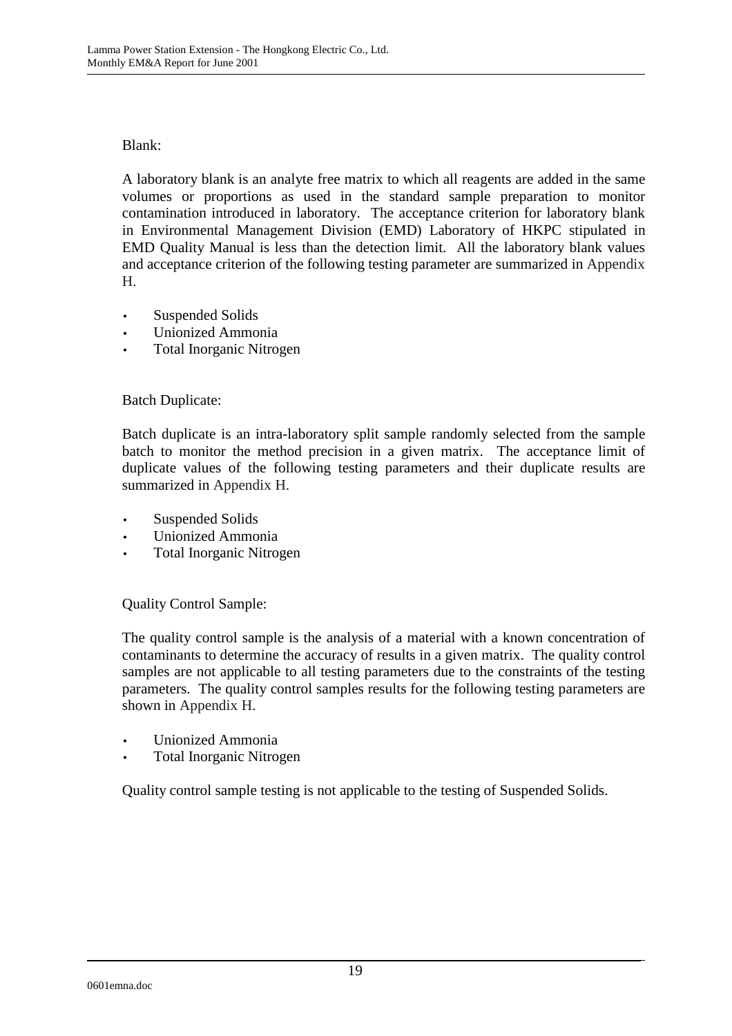Blank:

A laboratory blank is an analyte free matrix to which all reagents are added in the same volumes or proportions as used in the standard sample preparation to monitor contamination introduced in laboratory. The acceptance criterion for laboratory blank in Environmental Management Division (EMD) Laboratory of HKPC stipulated in EMD Quality Manual is less than the detection limit. All the laboratory blank values and acceptance criterion of the following testing parameter are summarized in Appendix H.

- Suspended Solids
- Unionized Ammonia
- Total Inorganic Nitrogen

Batch Duplicate:

Batch duplicate is an intra-laboratory split sample randomly selected from the sample batch to monitor the method precision in a given matrix. The acceptance limit of duplicate values of the following testing parameters and their duplicate results are summarized in Appendix H.

- Suspended Solids
- Unionized Ammonia
- Total Inorganic Nitrogen

Quality Control Sample:

The quality control sample is the analysis of a material with a known concentration of contaminants to determine the accuracy of results in a given matrix. The quality control samples are not applicable to all testing parameters due to the constraints of the testing parameters. The quality control samples results for the following testing parameters are shown in Appendix H.

- Unionized Ammonia
- Total Inorganic Nitrogen

Quality control sample testing is not applicable to the testing of Suspended Solids.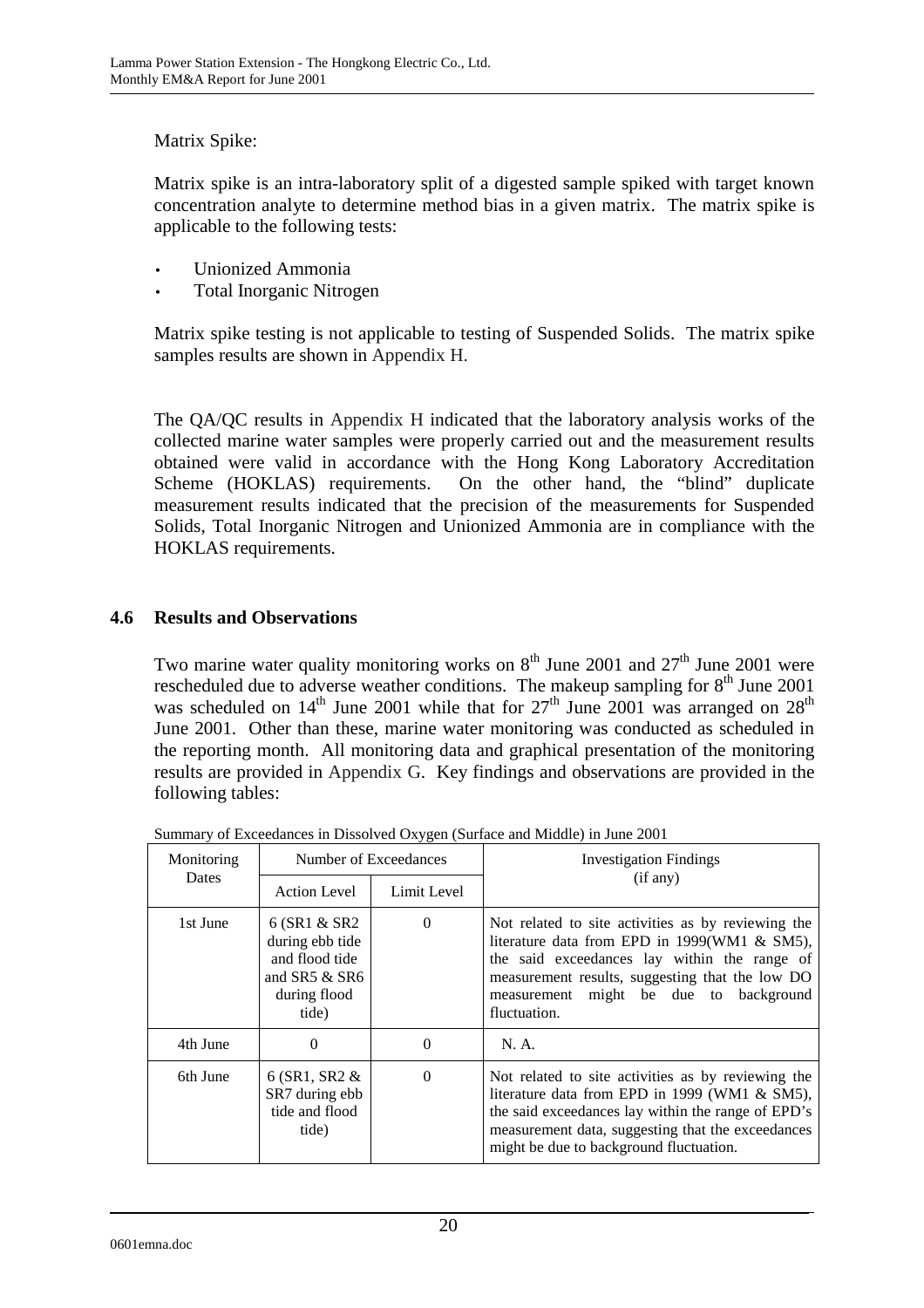Matrix Spike:

Matrix spike is an intra-laboratory split of a digested sample spiked with target known concentration analyte to determine method bias in a given matrix. The matrix spike is applicable to the following tests:

- Unionized Ammonia
- Total Inorganic Nitrogen

Matrix spike testing is not applicable to testing of Suspended Solids. The matrix spike samples results are shown in Appendix H.

The QA/QC results in Appendix H indicated that the laboratory analysis works of the collected marine water samples were properly carried out and the measurement results obtained were valid in accordance with the Hong Kong Laboratory Accreditation Scheme (HOKLAS) requirements. On the other hand, the "blind" duplicate measurement results indicated that the precision of the measurements for Suspended Solids, Total Inorganic Nitrogen and Unionized Ammonia are in compliance with the HOKLAS requirements.

## 4.6 Results and Observations

Two marine water quality monitoring works on 8th June 2001 and 27th June 2001 were rescheduled due to adverse weather conditions. The makeup sampling for 8th June 2001 was scheduled on 14th June 2001 while that for 27th June 2001 was arranged on 28th June 2001. Other than these, marine water monitoring was conducted as scheduled in the reporting month. All monitoring data and graphical presentation of the monitoring results are provided in Appendix G. Key findings and observations are provided in the following tables:

Summary of Exceedances in Dissolved Oxygen (Surface and Middle) in June 2001

| Monitoring Dates | Number of Exceedances | | Investigation Findings (if any) |
|---|---|---|---|
| | Action Level | Limit Level | |
| 1st June | 6 (SR1 & SR2 during ebb tide and flood tide and SR5 & SR6 during flood tide) | 0 | Not related to site activities as by reviewing the literature data from EPD in 1999(WM1 & SM5), the said exceedances lay within the range of measurement results, suggesting that the low DO measurement might be due to background fluctuation. |
| 4th June | 0 | 0 | N. A. |
| 6th June | 6 (SR1, SR2 & SR7 during ebb tide and flood tide) | 0 | Not related to site activities as by reviewing the literature data from EPD in 1999 (WM1 & SM5), the said exceedances lay within the range of EPD's measurement data, suggesting that the exceedances might be due to background fluctuation. |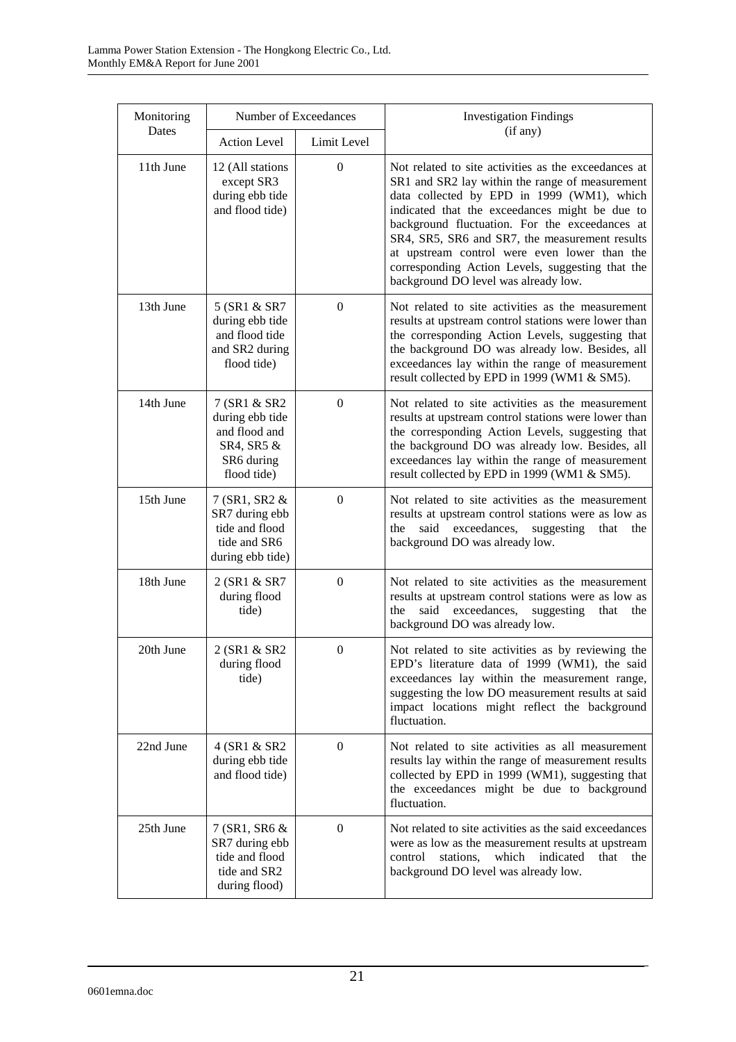| Monitoring Dates | Number of Exceedances | | Investigation Findings (if any) |
|---|---|---|---|
| | Action Level | Limit Level | |
| 11th June | 12 (All stations except SR3 during ebb tide and flood tide) | 0 | Not related to site activities as the exceedances at SR1 and SR2 lay within the range of measurement data collected by EPD in 1999 (WM1), which indicated that the exceedances might be due to background fluctuation. For the exceedances at SR4, SR5, SR6 and SR7, the measurement results at upstream control were even lower than the corresponding Action Levels, suggesting that the background DO level was already low. |
| 13th June | 5 (SR1 & SR7 during ebb tide and flood tide and SR2 during flood tide) | 0 | Not related to site activities as the measurement results at upstream control stations were lower than the corresponding Action Levels, suggesting that the background DO was already low. Besides, all exceedances lay within the range of measurement result collected by EPD in 1999 (WM1 & SM5). |
| 14th June | 7 (SR1 & SR2 during ebb tide and flood and SR4, SR5 & SR6 during flood tide) | 0 | Not related to site activities as the measurement results at upstream control stations were lower than the corresponding Action Levels, suggesting that the background DO was already low. Besides, all exceedances lay within the range of measurement result collected by EPD in 1999 (WM1 & SM5). |
| 15th June | 7 (SR1, SR2 & SR7 during ebb tide and flood tide and SR6 during ebb tide) | 0 | Not related to site activities as the measurement results at upstream control stations were as low as the said exceedances, suggesting that the background DO was already low. |
| 18th June | 2 (SR1 & SR7 during flood tide) | 0 | Not related to site activities as the measurement results at upstream control stations were as low as the said exceedances, suggesting that the background DO was already low. |
| 20th June | 2 (SR1 & SR2 during flood tide) | 0 | Not related to site activities as by reviewing the EPD's literature data of 1999 (WM1), the said exceedances lay within the measurement range, suggesting the low DO measurement results at said impact locations might reflect the background fluctuation. |
| 22nd June | 4 (SR1 & SR2 during ebb tide and flood tide) | 0 | Not related to site activities as all measurement results lay within the range of measurement results collected by EPD in 1999 (WM1), suggesting that the exceedances might be due to background fluctuation. |
| 25th June | 7 (SR1, SR6 & SR7 during ebb tide and flood tide and SR2 during flood) | 0 | Not related to site activities as the said exceedances were as low as the measurement results at upstream control stations, which indicated that the background DO level was already low. |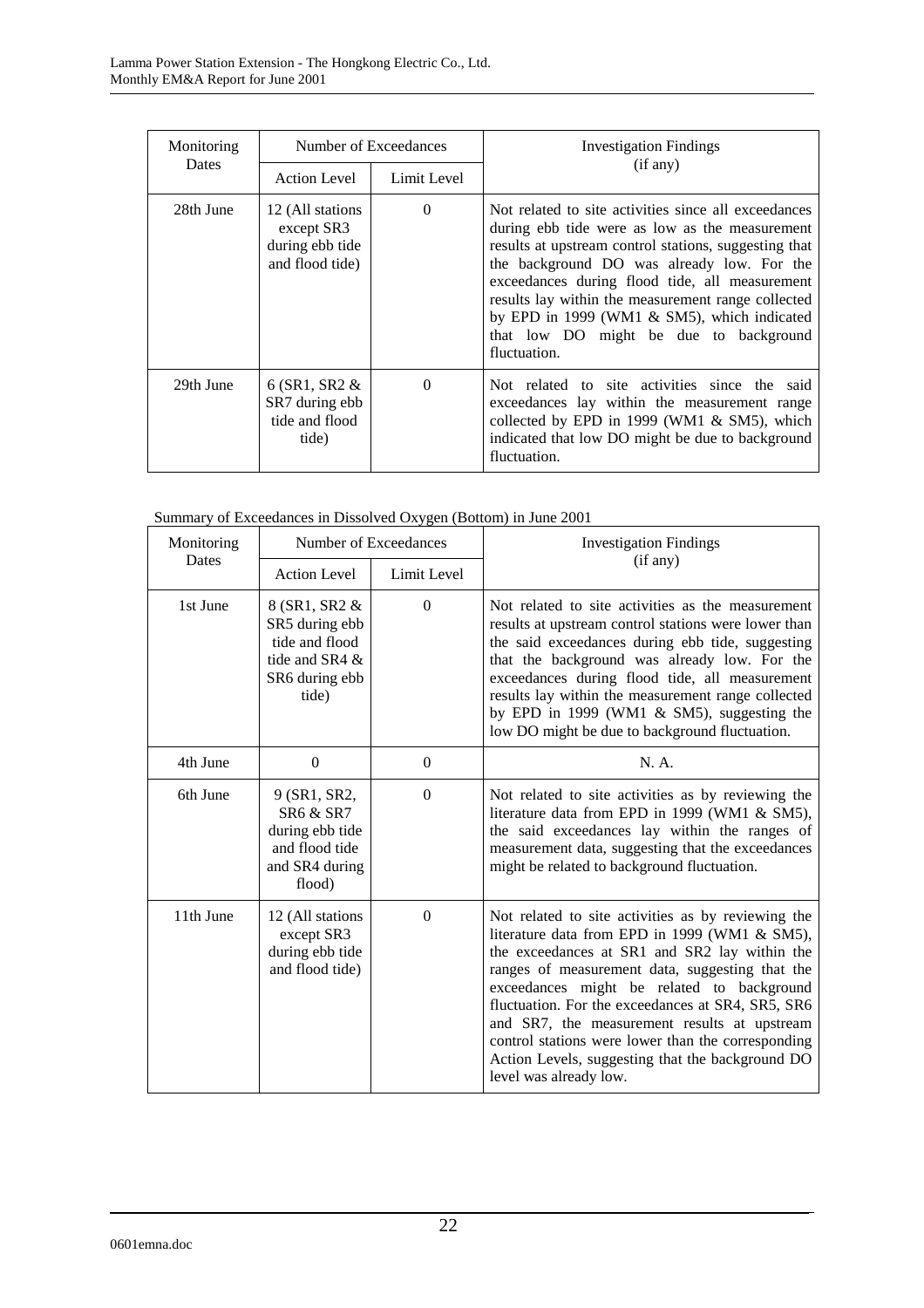| Monitoring Dates | Number of Exceedances | | Investigation Findings (if any) |
|---|---|---|---|
| | Action Level | Limit Level | |
| 28th June | 12 (All stations except SR3 during ebb tide and flood tide) | 0 | Not related to site activities since all exceedances during ebb tide were as low as the measurement results at upstream control stations, suggesting that the background DO was already low. For the exceedances during flood tide, all measurement results lay within the measurement range collected by EPD in 1999 (WM1 & SM5), which indicated that low DO might be due to background fluctuation. |
| 29th June | 6 (SR1, SR2 & SR7 during ebb tide and flood tide) | 0 | Not related to site activities since the said exceedances lay within the measurement range collected by EPD in 1999 (WM1 & SM5), which indicated that low DO might be due to background fluctuation. |

Summary of Exceedances in Dissolved Oxygen (Bottom) in June 2001

| Monitoring Dates | Number of Exceedances | | Investigation Findings (if any) |
|---|---|---|---|
| | Action Level | Limit Level | |
| 1st June | 8 (SR1, SR2 & SR5 during ebb tide and flood tide and SR4 & SR6 during ebb tide) | 0 | Not related to site activities as the measurement results at upstream control stations were lower than the said exceedances during ebb tide, suggesting that the background was already low. For the exceedances during flood tide, all measurement results lay within the measurement range collected by EPD in 1999 (WM1 & SM5), suggesting the low DO might be due to background fluctuation. |
| 4th June | 0 | 0 | N. A. |
| 6th June | 9 (SR1, SR2, SR6 & SR7 during ebb tide and flood tide and SR4 during flood) | 0 | Not related to site activities as by reviewing the literature data from EPD in 1999 (WM1 & SM5), the said exceedances lay within the ranges of measurement data, suggesting that the exceedances might be related to background fluctuation. |
| 11th June | 12 (All stations except SR3 during ebb tide and flood tide) | 0 | Not related to site activities as by reviewing the literature data from EPD in 1999 (WM1 & SM5), the exceedances at SR1 and SR2 lay within the ranges of measurement data, suggesting that the exceedances might be related to background fluctuation. For the exceedances at SR4, SR5, SR6 and SR7, the measurement results at upstream control stations were lower than the corresponding Action Levels, suggesting that the background DO level was already low. |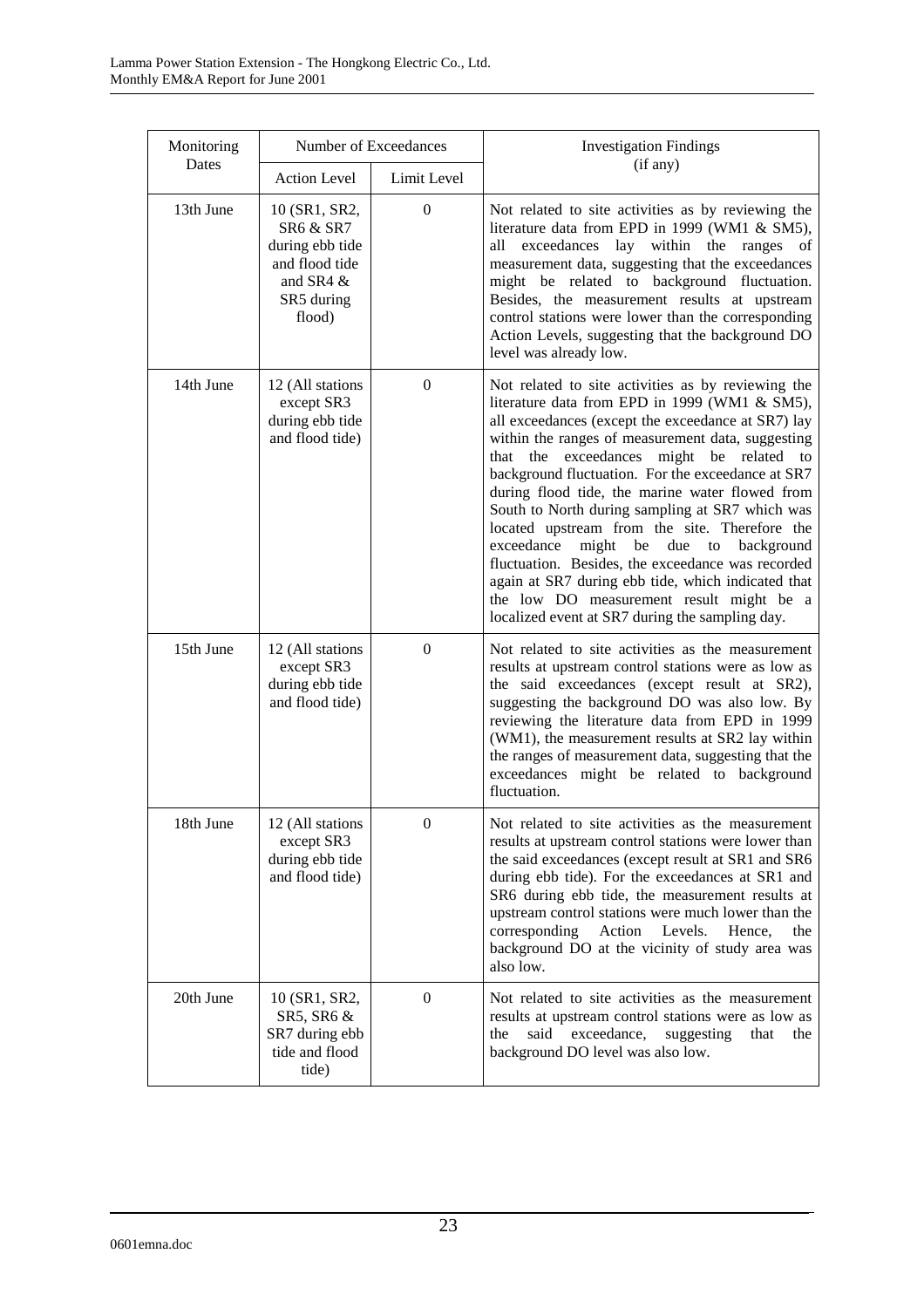| Monitoring Dates | Number of Exceedances | | Investigation Findings (if any) |
|---|---|---|---|
| | Action Level | Limit Level | |
| 13th June | 10 (SR1, SR2, SR6 & SR7 during ebb tide and flood tide and SR4 & SR5 during flood) | 0 | Not related to site activities as by reviewing the literature data from EPD in 1999 (WM1 & SM5), all exceedances lay within the ranges of measurement data, suggesting that the exceedances might be related to background fluctuation. Besides, the measurement results at upstream control stations were lower than the corresponding Action Levels, suggesting that the background DO level was already low. |
| 14th June | 12 (All stations except SR3 during ebb tide and flood tide) | 0 | Not related to site activities as by reviewing the literature data from EPD in 1999 (WM1 & SM5), all exceedances (except the exceedance at SR7) lay within the ranges of measurement data, suggesting that the exceedances might be related to background fluctuation. For the exceedance at SR7 during flood tide, the marine water flowed from South to North during sampling at SR7 which was located upstream from the site. Therefore the exceedance might be due to background fluctuation. Besides, the exceedance was recorded again at SR7 during ebb tide, which indicated that the low DO measurement result might be a localized event at SR7 during the sampling day. |
| 15th June | 12 (All stations except SR3 during ebb tide and flood tide) | 0 | Not related to site activities as the measurement results at upstream control stations were as low as the said exceedances (except result at SR2), suggesting the background DO was also low. By reviewing the literature data from EPD in 1999 (WM1), the measurement results at SR2 lay within the ranges of measurement data, suggesting that the exceedances might be related to background fluctuation. |
| 18th June | 12 (All stations except SR3 during ebb tide and flood tide) | 0 | Not related to site activities as the measurement results at upstream control stations were lower than the said exceedances (except result at SR1 and SR6 during ebb tide). For the exceedances at SR1 and SR6 during ebb tide, the measurement results at upstream control stations were much lower than the corresponding Action Levels. Hence, the background DO at the vicinity of study area was also low. |
| 20th June | 10 (SR1, SR2, SR5, SR6 & SR7 during ebb tide and flood tide) | 0 | Not related to site activities as the measurement results at upstream control stations were as low as the said exceedance, suggesting that the background DO level was also low. |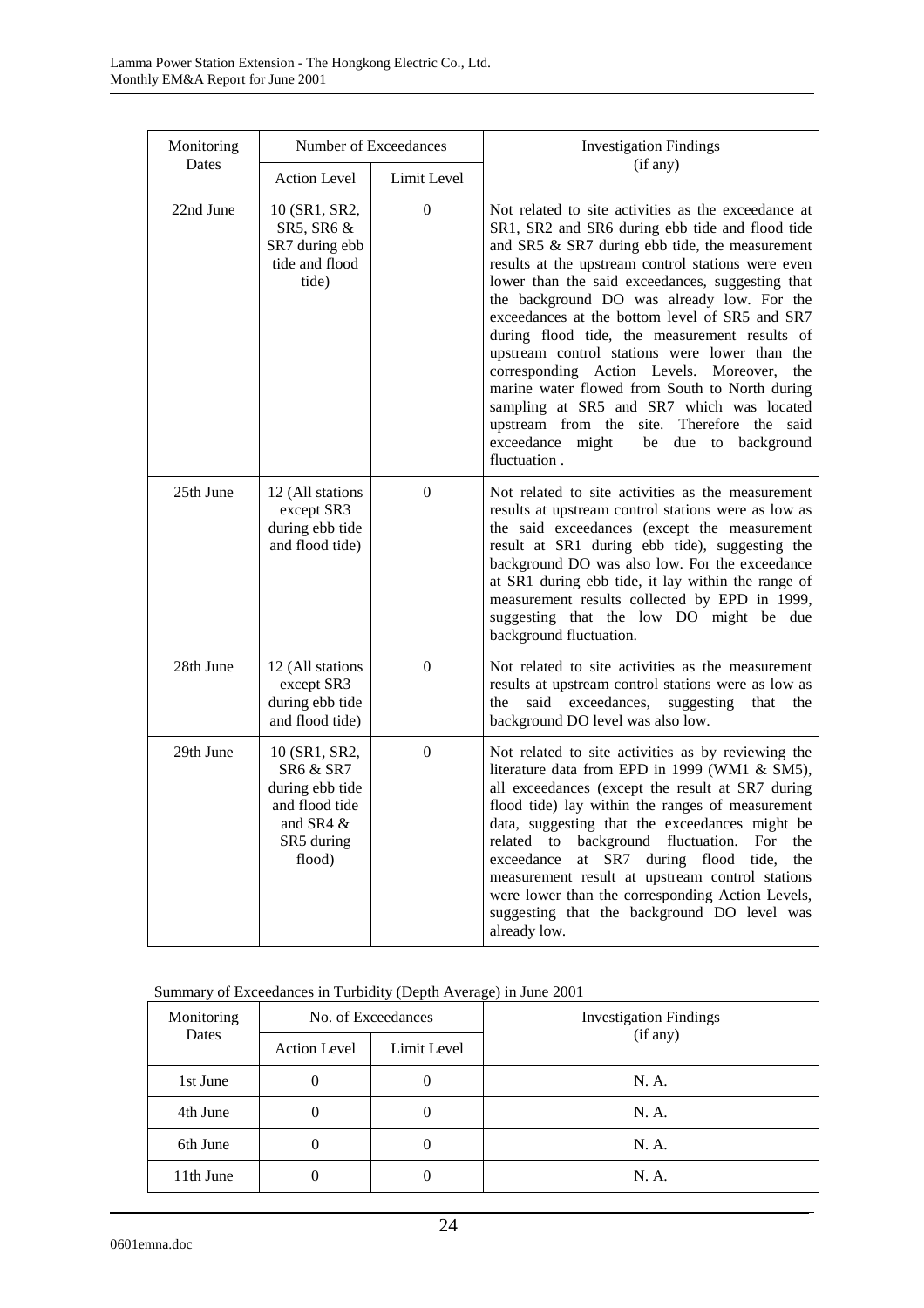| Monitoring Dates | Number of Exceedances | | Investigation Findings (if any) |
|---|---|---|---|
| | Action Level | Limit Level | |
| 22nd June | 10 (SR1, SR2, SR5, SR6 & SR7 during ebb tide and flood tide) | 0 | Not related to site activities as the exceedance at SR1, SR2 and SR6 during ebb tide and flood tide and SR5 & SR7 during ebb tide, the measurement results at the upstream control stations were even lower than the said exceedances, suggesting that the background DO was already low. For the exceedances at the bottom level of SR5 and SR7 during flood tide, the measurement results of upstream control stations were lower than the corresponding Action Levels. Moreover, the marine water flowed from South to North during sampling at SR5 and SR7 which was located upstream from the site. Therefore the said exceedance might be due to background fluctuation . |
| 25th June | 12 (All stations except SR3 during ebb tide and flood tide) | 0 | Not related to site activities as the measurement results at upstream control stations were as low as the said exceedances (except the measurement result at SR1 during ebb tide), suggesting the background DO was also low. For the exceedance at SR1 during ebb tide, it lay within the range of measurement results collected by EPD in 1999, suggesting that the low DO might be due background fluctuation. |
| 28th June | 12 (All stations except SR3 during ebb tide and flood tide) | 0 | Not related to site activities as the measurement results at upstream control stations were as low as the said exceedances, suggesting that the background DO level was also low. |
| 29th June | 10 (SR1, SR2, SR6 & SR7 during ebb tide and flood tide and SR4 & SR5 during flood) | 0 | Not related to site activities as by reviewing the literature data from EPD in 1999 (WM1 & SM5), all exceedances (except the result at SR7 during flood tide) lay within the ranges of measurement data, suggesting that the exceedances might be related to background fluctuation. For the exceedance at SR7 during flood tide, the measurement result at upstream control stations were lower than the corresponding Action Levels, suggesting that the background DO level was already low. |

Summary of Exceedances in Turbidity (Depth Average) in June 2001

| Monitoring Dates | No. of Exceedances | | Investigation Findings (if any) |
|---|---|---|---|
| | Action Level | Limit Level | |
| 1st June | 0 | 0 | N. A. |
| 4th June | 0 | 0 | N. A. |
| 6th June | 0 | 0 | N. A. |
| 11th June | 0 | 0 | N. A. |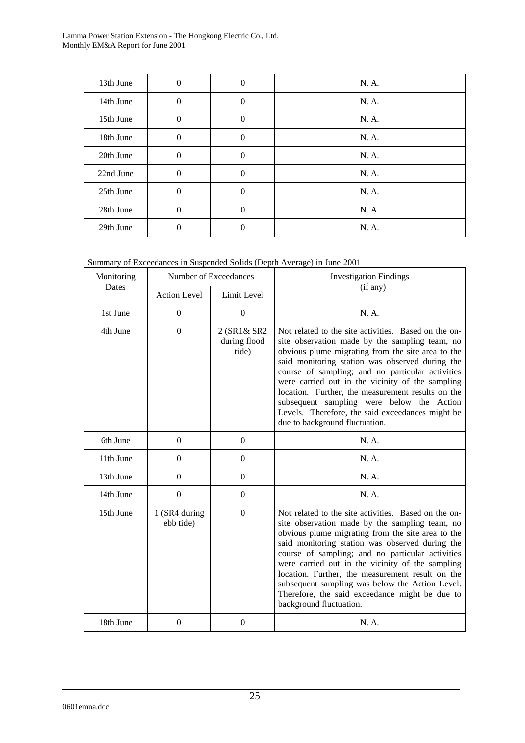| 13th June | 0 | 0 | N. A. |
|---|---|---|---|
| 14th June | 0 | 0 | N. A. |
| 15th June | 0 | 0 | N. A. |
| 18th June | 0 | 0 | N. A. |
| 20th June | 0 | 0 | N. A. |
| 22nd June | 0 | 0 | N. A. |
| 25th June | 0 | 0 | N. A. |
| 28th June | 0 | 0 | N. A. |
| 29th June | 0 | 0 | N. A. |

Summary of Exceedances in Suspended Solids (Depth Average) in June 2001

| Monitoring Dates | Number of Exceedances | | Investigation Findings (if any) |
|---|---|---|---|
| | Action Level | Limit Level | |
| 1st June | 0 | 0 | N. A. |
| 4th June | 0 | 2 (SR1& SR2 during flood tide) | Not related to the site activities. Based on the on-site observation made by the sampling team, no obvious plume migrating from the site area to the said monitoring station was observed during the course of sampling; and no particular activities were carried out in the vicinity of the sampling location. Further, the measurement results on the subsequent sampling were below the Action Levels. Therefore, the said exceedances might be due to background fluctuation. |
| 6th June | 0 | 0 | N. A. |
| 11th June | 0 | 0 | N. A. |
| 13th June | 0 | 0 | N. A. |
| 14th June | 0 | 0 | N. A. |
| 15th June | 1 (SR4 during ebb tide) | 0 | Not related to the site activities. Based on the on-site observation made by the sampling team, no obvious plume migrating from the site area to the said monitoring station was observed during the course of sampling; and no particular activities were carried out in the vicinity of the sampling location. Further, the measurement result on the subsequent sampling was below the Action Level. Therefore, the said exceedance might be due to background fluctuation. |
| 18th June | 0 | 0 | N. A. |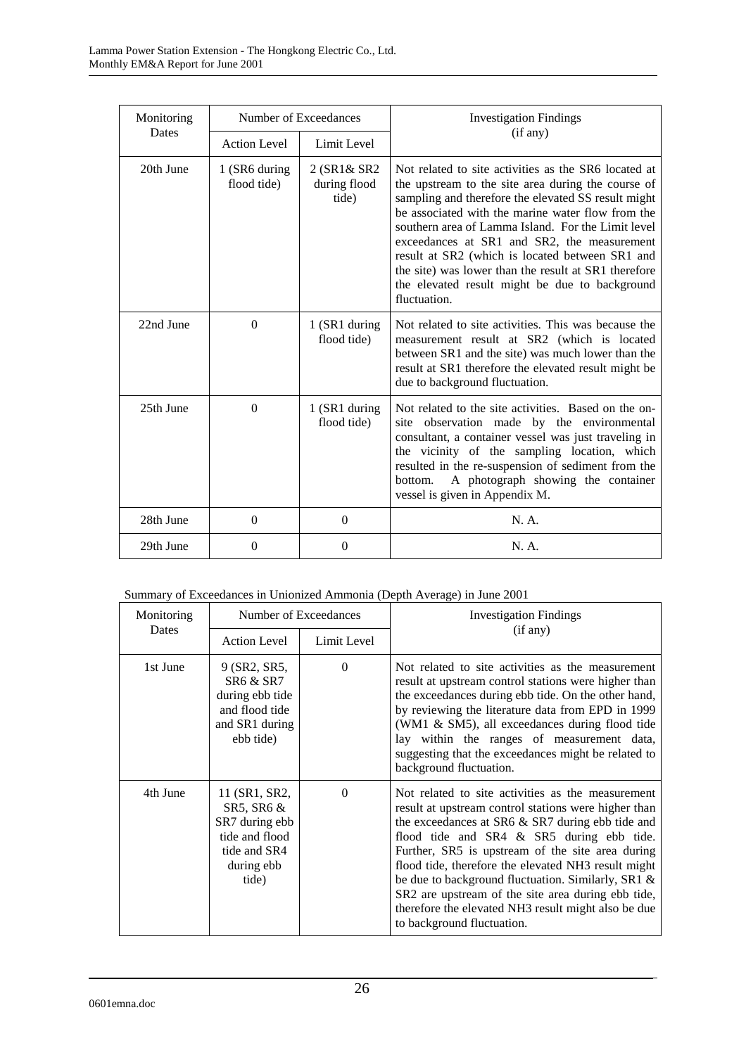| Monitoring Dates | Number of Exceedances | | Investigation Findings (if any) |
|---|---|---|---|
| | Action Level | Limit Level | |
| 20th June | 1 (SR6 during flood tide) | 2 (SR1& SR2 during flood tide) | Not related to site activities as the SR6 located at the upstream to the site area during the course of sampling and therefore the elevated SS result might be associated with the marine water flow from the southern area of Lamma Island. For the Limit level exceedances at SR1 and SR2, the measurement result at SR2 (which is located between SR1 and the site) was lower than the result at SR1 therefore the elevated result might be due to background fluctuation. |
| 22nd June | 0 | 1 (SR1 during flood tide) | Not related to site activities. This was because the measurement result at SR2 (which is located between SR1 and the site) was much lower than the result at SR1 therefore the elevated result might be due to background fluctuation. |
| 25th June | 0 | 1 (SR1 during flood tide) | Not related to the site activities. Based on the on-site observation made by the environmental consultant, a container vessel was just traveling in the vicinity of the sampling location, which resulted in the re-suspension of sediment from the bottom. A photograph showing the container vessel is given in Appendix M. |
| 28th June | 0 | 0 | N. A. |
| 29th June | 0 | 0 | N. A. |

Summary of Exceedances in Unionized Ammonia (Depth Average) in June 2001

| Monitoring Dates | Number of Exceedances | | Investigation Findings (if any) |
|---|---|---|---|
| | Action Level | Limit Level | |
| 1st June | 9 (SR2, SR5, SR6 & SR7 during ebb tide and flood tide and SR1 during ebb tide) | 0 | Not related to site activities as the measurement result at upstream control stations were higher than the exceedances during ebb tide. On the other hand, by reviewing the literature data from EPD in 1999 (WM1 & SM5), all exceedances during flood tide lay within the ranges of measurement data, suggesting that the exceedances might be related to background fluctuation. |
| 4th June | 11 (SR1, SR2, SR5, SR6 & SR7 during ebb tide and flood tide and SR4 during ebb tide) | 0 | Not related to site activities as the measurement result at upstream control stations were higher than the exceedances at SR6 & SR7 during ebb tide and flood tide and SR4 & SR5 during ebb tide. Further, SR5 is upstream of the site area during flood tide, therefore the elevated NH3 result might be due to background fluctuation. Similarly, SR1 & SR2 are upstream of the site area during ebb tide, therefore the elevated NH3 result might also be due to background fluctuation. |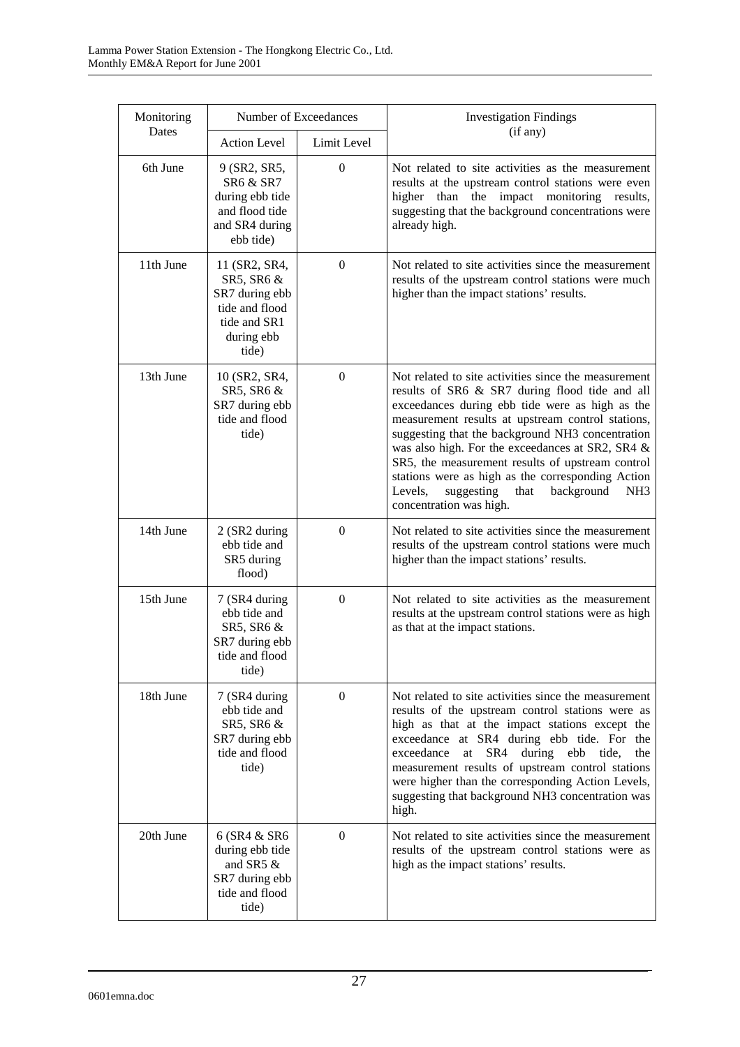| Monitoring Dates | Number of Exceedances | | Investigation Findings (if any) |
|---|---|---|---|
| | Action Level | Limit Level | |
| 6th June | 9 (SR2, SR5, SR6 & SR7 during ebb tide and flood tide and SR4 during ebb tide) | 0 | Not related to site activities as the measurement results at the upstream control stations were even higher than the impact monitoring results, suggesting that the background concentrations were already high. |
| 11th June | 11 (SR2, SR4, SR5, SR6 & SR7 during ebb tide and flood tide and SR1 during ebb tide) | 0 | Not related to site activities since the measurement results of the upstream control stations were much higher than the impact stations' results. |
| 13th June | 10 (SR2, SR4, SR5, SR6 & SR7 during ebb tide and flood tide) | 0 | Not related to site activities since the measurement results of SR6 & SR7 during flood tide and all exceedances during ebb tide were as high as the measurement results at upstream control stations, suggesting that the background $NH_3$ concentration was also high. For the exceedances at SR2, SR4 & SR5, the measurement results of upstream control stations were as high as the corresponding Action Levels, suggesting that background $NH_3$ concentration was high. |
| 14th June | 2 (SR2 during ebb tide and SR5 during flood) | 0 | Not related to site activities since the measurement results of the upstream control stations were much higher than the impact stations' results. |
| 15th June | 7 (SR4 during ebb tide and SR5, SR6 & SR7 during ebb tide and flood tide) | 0 | Not related to site activities as the measurement results at the upstream control stations were as high as that at the impact stations. |
| 18th June | 7 (SR4 during ebb tide and SR5, SR6 & SR7 during ebb tide and flood tide) | 0 | Not related to site activities since the measurement results of the upstream control stations were as high as that at the impact stations except the exceedance at SR4 during ebb tide. For the exceedance at SR4 during ebb tide, the measurement results of upstream control stations were higher than the corresponding Action Levels, suggesting that background $NH_3$ concentration was high. |
| 20th June | 6 (SR4 & SR6 during ebb tide and SR5 & SR7 during ebb tide and flood tide) | 0 | Not related to site activities since the measurement results of the upstream control stations were as high as the impact stations' results. |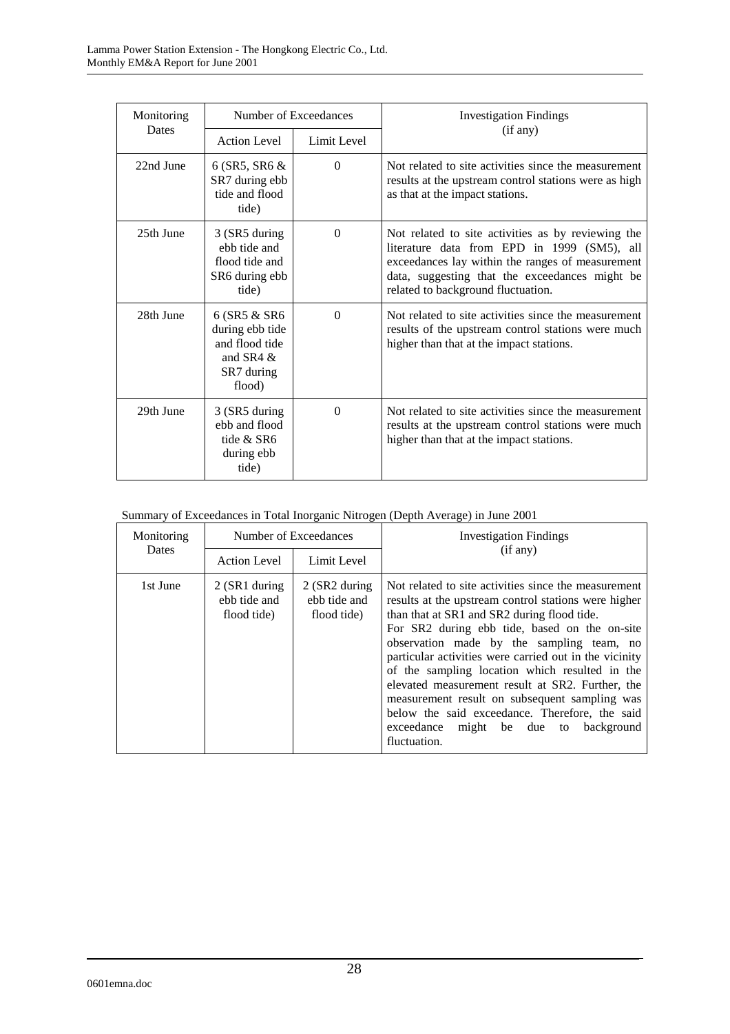| Monitoring Dates | Number of Exceedances | | Investigation Findings (if any) |
|---|---|---|---|
| | Action Level | Limit Level | |
| 22nd June | 6 (SR5, SR6 & SR7 during ebb tide and flood tide) | 0 | Not related to site activities since the measurement results at the upstream control stations were as high as that at the impact stations. |
| 25th June | 3 (SR5 during ebb tide and flood tide and SR6 during ebb tide) | 0 | Not related to site activities as by reviewing the literature data from EPD in 1999 (SM5), all exceedances lay within the ranges of measurement data, suggesting that the exceedances might be related to background fluctuation. |
| 28th June | 6 (SR5 & SR6 during ebb tide and flood tide and SR4 & SR7 during flood) | 0 | Not related to site activities since the measurement results of the upstream control stations were much higher than that at the impact stations. |
| 29th June | 3 (SR5 during ebb and flood tide & SR6 during ebb tide) | 0 | Not related to site activities since the measurement results at the upstream control stations were much higher than that at the impact stations. |

Summary of Exceedances in Total Inorganic Nitrogen (Depth Average) in June 2001

| Monitoring Dates | Number of Exceedances | | Investigation Findings (if any) |
|---|---|---|---|
| | Action Level | Limit Level | |
| 1st June | 2 (SR1 during ebb tide and flood tide) | 2 (SR2 during ebb tide and flood tide) | Not related to site activities since the measurement results at the upstream control stations were higher than that at SR1 and SR2 during flood tide. For SR2 during ebb tide, based on the on-site observation made by the sampling team, no particular activities were carried out in the vicinity of the sampling location which resulted in the elevated measurement result at SR2. Further, the measurement result on subsequent sampling was below the said exceedance. Therefore, the said exceedance might be due to background fluctuation. |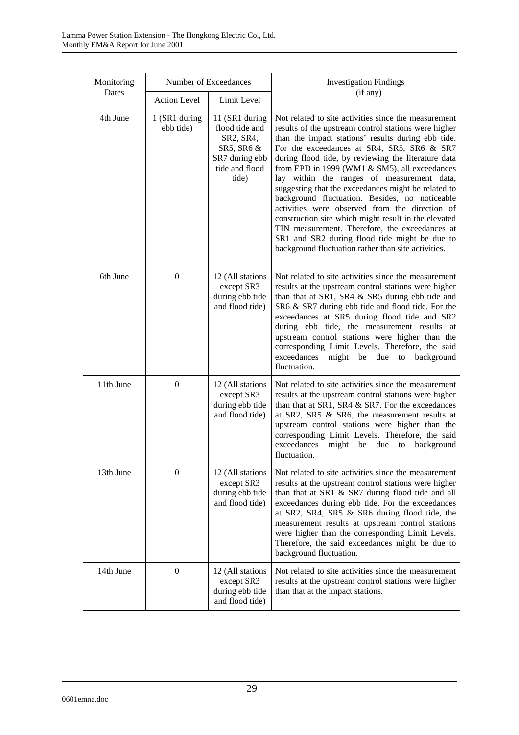| Monitoring Dates | Number of Exceedances | | Investigation Findings (if any) |
|---|---|---|---|
| | Action Level | Limit Level | |
| 4th June | 1 (SR1 during ebb tide) | 11 (SR1 during flood tide and SR2, SR4, SR5, SR6 & SR7 during ebb tide and flood tide) | Not related to site activities since the measurement results of the upstream control stations were higher than the impact stations' results during ebb tide. For the exceedances at SR4, SR5, SR6 & SR7 during flood tide, by reviewing the literature data from EPD in 1999 (WM1 & SM5), all exceedances lay within the ranges of measurement data, suggesting that the exceedances might be related to background fluctuation. Besides, no noticeable activities were observed from the direction of construction site which might result in the elevated TIN measurement. Therefore, the exceedances at SR1 and SR2 during flood tide might be due to background fluctuation rather than site activities. |
| 6th June | 0 | 12 (All stations except SR3 during ebb tide and flood tide) | Not related to site activities since the measurement results at the upstream control stations were higher than that at SR1, SR4 & SR5 during ebb tide and SR6 & SR7 during ebb tide and flood tide. For the exceedances at SR5 during flood tide and SR2 during ebb tide, the measurement results at upstream control stations were higher than the corresponding Limit Levels. Therefore, the said exceedances might be due to background fluctuation. |
| 11th June | 0 | 12 (All stations except SR3 during ebb tide and flood tide) | Not related to site activities since the measurement results at the upstream control stations were higher than that at SR1, SR4 & SR7. For the exceedances at SR2, SR5 & SR6, the measurement results at upstream control stations were higher than the corresponding Limit Levels. Therefore, the said exceedances might be due to background fluctuation. |
| 13th June | 0 | 12 (All stations except SR3 during ebb tide and flood tide) | Not related to site activities since the measurement results at the upstream control stations were higher than that at SR1 & SR7 during flood tide and all exceedances during ebb tide. For the exceedances at SR2, SR4, SR5 & SR6 during flood tide, the measurement results at upstream control stations were higher than the corresponding Limit Levels. Therefore, the said exceedances might be due to background fluctuation. |
| 14th June | 0 | 12 (All stations except SR3 during ebb tide and flood tide) | Not related to site activities since the measurement results at the upstream control stations were higher than that at the impact stations. |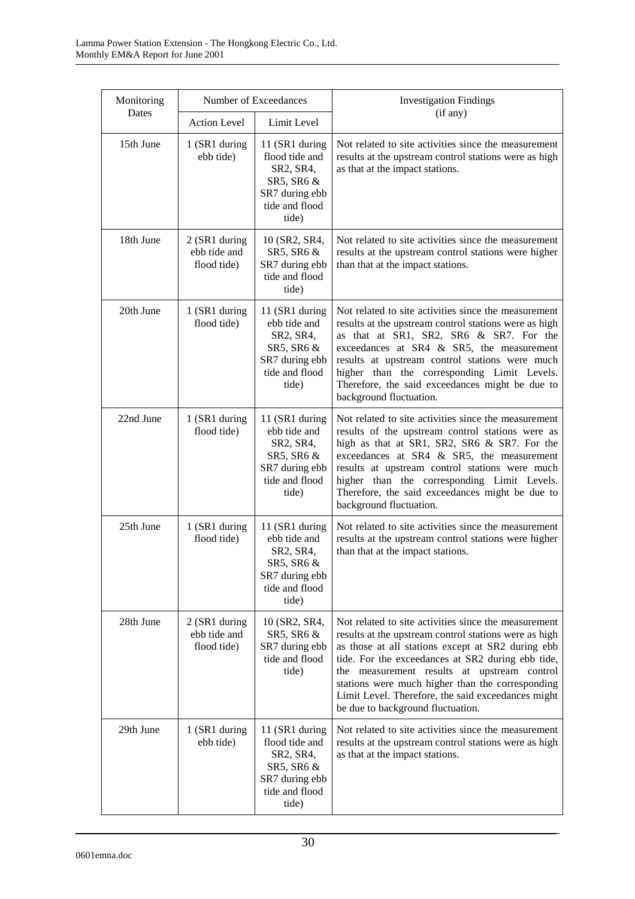| Monitoring Dates | Number of Exceedances | | Investigation Findings (if any) |
|---|---|---|---|
| | Action Level | Limit Level | |
| 15th June | 1 (SR1 during ebb tide) | 11 (SR1 during flood tide and SR2, SR4, SR5, SR6 & SR7 during ebb tide and flood tide) | Not related to site activities since the measurement results at the upstream control stations were as high as that at the impact stations. |
| 18th June | 2 (SR1 during ebb tide and flood tide) | 10 (SR2, SR4, SR5, SR6 & SR7 during ebb tide and flood tide) | Not related to site activities since the measurement results at the upstream control stations were higher than that at the impact stations. |
| 20th June | 1 (SR1 during flood tide) | 11 (SR1 during ebb tide and SR2, SR4, SR5, SR6 & SR7 during ebb tide and flood tide) | Not related to site activities since the measurement results at the upstream control stations were as high as that at SR1, SR2, SR6 & SR7. For the exceedances at SR4 & SR5, the measurement results at upstream control stations were much higher than the corresponding Limit Levels. Therefore, the said exceedances might be due to background fluctuation. |
| 22nd June | 1 (SR1 during flood tide) | 11 (SR1 during ebb tide and SR2, SR4, SR5, SR6 & SR7 during ebb tide and flood tide) | Not related to site activities since the measurement results of the upstream control stations were as high as that at SR1, SR2, SR6 & SR7. For the exceedances at SR4 & SR5, the measurement results at upstream control stations were much higher than the corresponding Limit Levels. Therefore, the said exceedances might be due to background fluctuation. |
| 25th June | 1 (SR1 during flood tide) | 11 (SR1 during ebb tide and SR2, SR4, SR5, SR6 & SR7 during ebb tide and flood tide) | Not related to site activities since the measurement results at the upstream control stations were higher than that at the impact stations. |
| 28th June | 2 (SR1 during ebb tide and flood tide) | 10 (SR2, SR4, SR5, SR6 & SR7 during ebb tide and flood tide) | Not related to site activities since the measurement results at the upstream control stations were as high as those at all stations except at SR2 during ebb tide. For the exceedances at SR2 during ebb tide, the measurement results at upstream control stations were much higher than the corresponding Limit Level. Therefore, the said exceedances might be due to background fluctuation. |
| 29th June | 1 (SR1 during ebb tide) | 11 (SR1 during flood tide and SR2, SR4, SR5, SR6 & SR7 during ebb tide and flood tide) | Not related to site activities since the measurement results at the upstream control stations were as high as that at the impact stations. |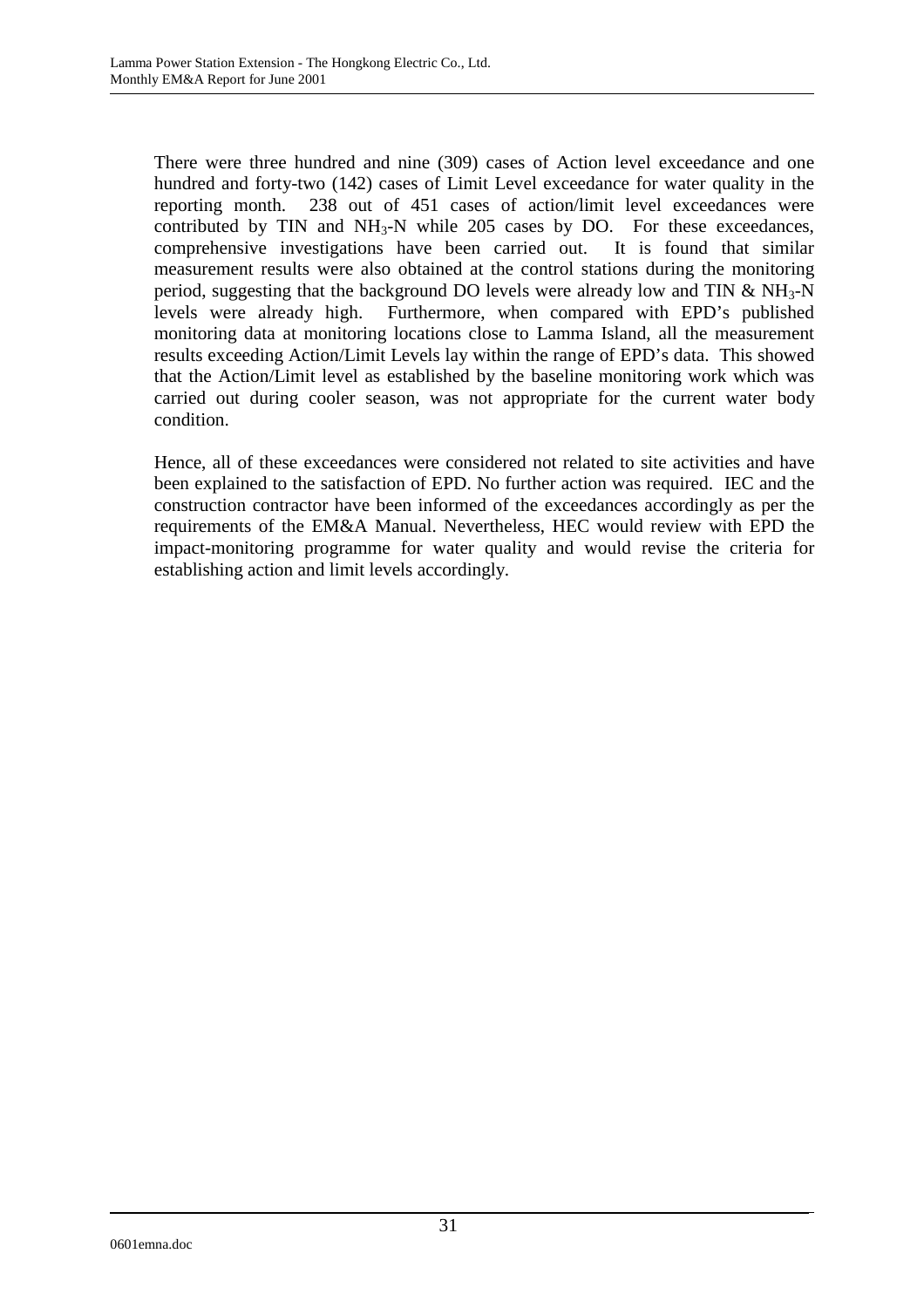There were three hundred and nine (309) cases of Action level exceedance and one hundred and forty-two (142) cases of Limit Level exceedance for water quality in the reporting month. 238 out of 451 cases of action/limit level exceedances were contributed by TIN and $NH_3$-N while 205 cases by DO. For these exceedances, comprehensive investigations have been carried out. It is found that similar measurement results were also obtained at the control stations during the monitoring period, suggesting that the background DO levels were already low and TIN & $NH_3$-N levels were already high. Furthermore, when compared with EPD's published monitoring data at monitoring locations close to Lamma Island, all the measurement results exceeding Action/Limit Levels lay within the range of EPD's data. This showed that the Action/Limit level as established by the baseline monitoring work which was carried out during cooler season, was not appropriate for the current water body condition.

Hence, all of these exceedances were considered not related to site activities and have been explained to the satisfaction of EPD. No further action was required. IEC and the construction contractor have been informed of the exceedances accordingly as per the requirements of the EM&A Manual. Nevertheless, HEC would review with EPD the impact-monitoring programme for water quality and would revise the criteria for establishing action and limit levels accordingly.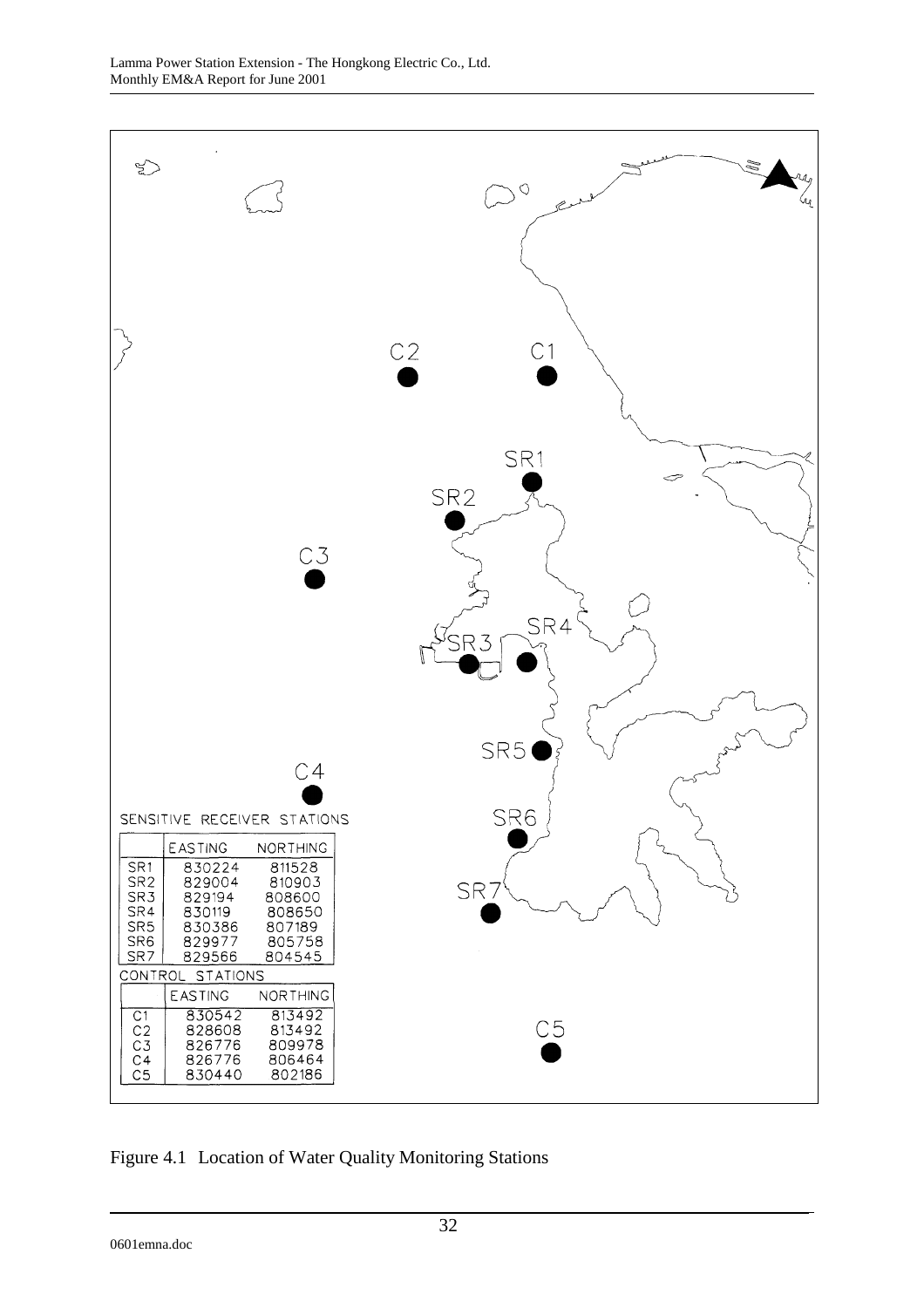SENSITIVE RECEIVER STATIONS

| | EASTING | NORTHING |
|---|---|---|
| SR1 | 830224 | 811528 |
| SR2 | 829004 | 810903 |
| SR3 | 829194 | 808600 |
| SR4 | 830119 | 808650 |
| SR5 | 830386 | 807189 |
| SR6 | 829977 | 805758 |
| SR7 | 829566 | 804545 |

CONTROL STATIONS

| | EASTING | NORTHING |
|---|---|---|
| C1 | 830542 | 813492 |
| C2 | 828608 | 813492 |
| C3 | 826776 | 809978 |
| C4 | 826776 | 806464 |
| C5 | 830440 | 802186 |

Figure 4.1 Location of Water Quality Monitoring Stations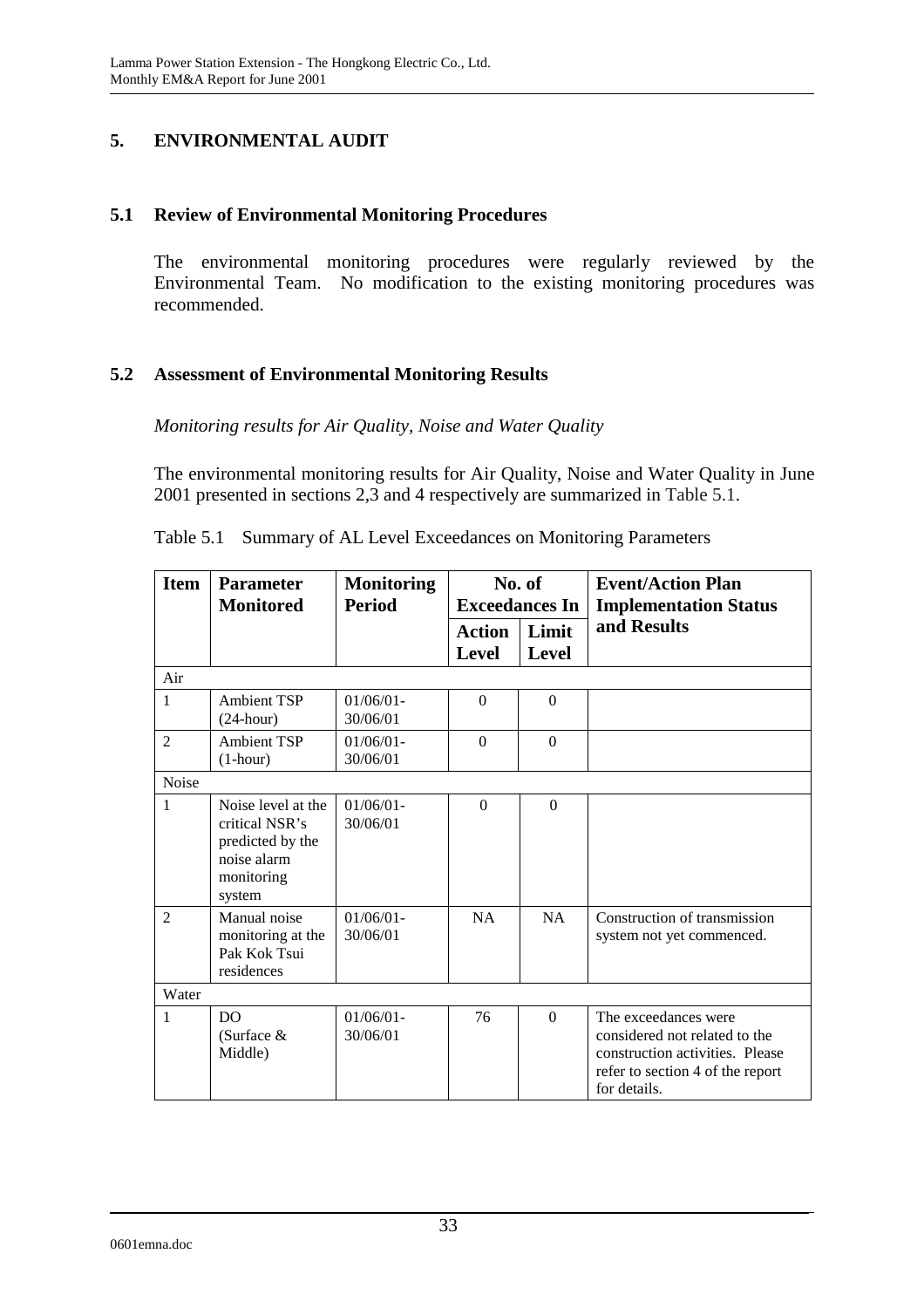# 5. ENVIRONMENTAL AUDIT

## 5.1 Review of Environmental Monitoring Procedures

The environmental monitoring procedures were regularly reviewed by the Environmental Team. No modification to the existing monitoring procedures was recommended.

## 5.2 Assessment of Environmental Monitoring Results

*Monitoring results for Air Quality, Noise and Water Quality*

The environmental monitoring results for Air Quality, Noise and Water Quality in June 2001 presented in sections 2,3 and 4 respectively are summarized in Table 5.1.

Table 5.1 Summary of AL Level Exceedances on Monitoring Parameters

| Item | Parameter Monitored | Monitoring Period | No. of Exceedances In | | Event/Action Plan Implementation Status and Results |
|---|---|---|---|---|---|
| | | | Action Level | Limit Level | |
| Air | | | | | |
| 1 | Ambient TSP (24-hour) | 01/06/01-30/06/01 | 0 | 0 | |
| 2 | Ambient TSP (1-hour) | 01/06/01-30/06/01 | 0 | 0 | |
| Noise | | | | | |
| 1 | Noise level at the critical NSR's predicted by the noise alarm monitoring system | 01/06/01-30/06/01 | 0 | 0 | |
| 2 | Manual noise monitoring at the Pak Kok Tsui residences | 01/06/01-30/06/01 | NA | NA | Construction of transmission system not yet commenced. |
| Water | | | | | |
| 1 | DO (Surface & Middle) | 01/06/01-30/06/01 | 76 | 0 | The exceedances were considered not related to the construction activities. Please refer to section 4 of the report for details. |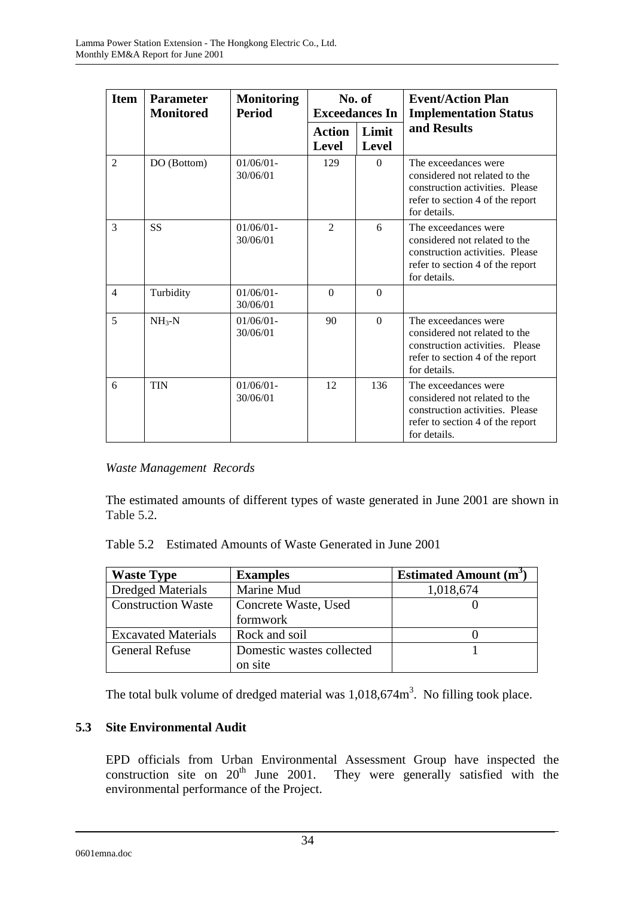| Item | Parameter Monitored | Monitoring Period | No. of Exceedances In | | Event/Action Plan Implementation Status and Results |
|---|---|---|---|---|---|
| | | | Action Level | Limit Level | |
| 2 | DO (Bottom) | 01/06/01-30/06/01 | 129 | 0 | The exceedances were considered not related to the construction activities. Please refer to section 4 of the report for details. |
| 3 | SS | 01/06/01-30/06/01 | 2 | 6 | The exceedances were considered not related to the construction activities. Please refer to section 4 of the report for details. |
| 4 | Turbidity | 01/06/01-30/06/01 | 0 | 0 | |
| 5 | $NH_3$-N | 01/06/01-30/06/01 | 90 | 0 | The exceedances were considered not related to the construction activities. Please refer to section 4 of the report for details. |
| 6 | TIN | 01/06/01-30/06/01 | 12 | 136 | The exceedances were considered not related to the construction activities. Please refer to section 4 of the report for details. |

*Waste Management Records*

The estimated amounts of different types of waste generated in June 2001 are shown in Table 5.2.

Table 5.2 Estimated Amounts of Waste Generated in June 2001

| Waste Type | Examples | Estimated Amount ($m^3$) |
|---|---|---|
| Dredged Materials | Marine Mud | 1,018,674 |
| Construction Waste | Concrete Waste, Used formwork | 0 |
| Excavated Materials | Rock and soil | 0 |
| General Refuse | Domestic wastes collected on site | 1 |

The total bulk volume of dredged material was 1,018,674$m^3$. No filling took place.

### 5.3 Site Environmental Audit

EPD officials from Urban Environmental Assessment Group have inspected the construction site on 20th June 2001. They were generally satisfied with the environmental performance of the Project.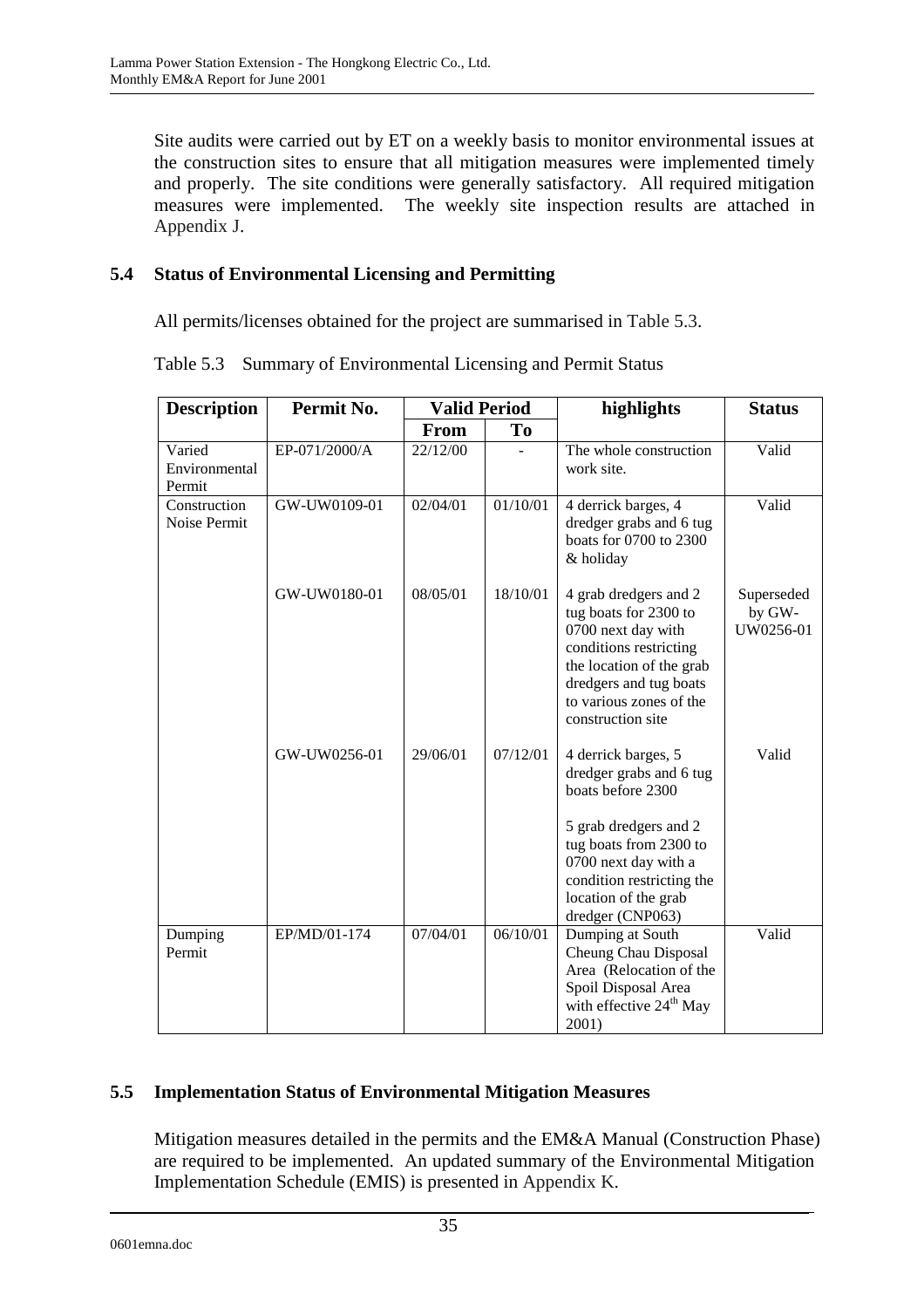Site audits were carried out by ET on a weekly basis to monitor environmental issues at the construction sites to ensure that all mitigation measures were implemented timely and properly. The site conditions were generally satisfactory. All required mitigation measures were implemented. The weekly site inspection results are attached in Appendix J.

## 5.4 Status of Environmental Licensing and Permitting

All permits/licenses obtained for the project are summarised in Table 5.3.

Table 5.3 Summary of Environmental Licensing and Permit Status

| Description | Permit No. | Valid Period | | highlights | Status |
|---|---|---|---|---|---|
| | | From | To | | |
| Varied Environmental Permit | EP-071/2000/A | 22/12/00 | - | The whole construction work site. | Valid |
| Construction Noise Permit | GW-UW0109-01 | 02/04/01 | 01/10/01 | 4 derrick barges, 4 dredger grabs and 6 tug boats for 0700 to 2300 & holiday | Valid |
| | GW-UW0180-01 | 08/05/01 | 18/10/01 | 4 grab dredgers and 2 tug boats for 2300 to 0700 next day with conditions restricting the location of the grab dredgers and tug boats to various zones of the construction site | Superseded by GW-UW0256-01 |
| | GW-UW0256-01 | 29/06/01 | 07/12/01 | 4 derrick barges, 5 dredger grabs and 6 tug boats before 2300<br><br>5 grab dredgers and 2 tug boats from 2300 to 0700 next day with a condition restricting the location of the grab dredger (CNP063) | Valid |
| Dumping Permit | EP/MD/01-174 | 07/04/01 | 06/10/01 | Dumping at South Cheung Chau Disposal Area (Relocation of the Spoil Disposal Area with effective 24th May 2001) | Valid |

## 5.5 Implementation Status of Environmental Mitigation Measures

Mitigation measures detailed in the permits and the EM&A Manual (Construction Phase) are required to be implemented. An updated summary of the Environmental Mitigation Implementation Schedule (EMIS) is presented in Appendix K.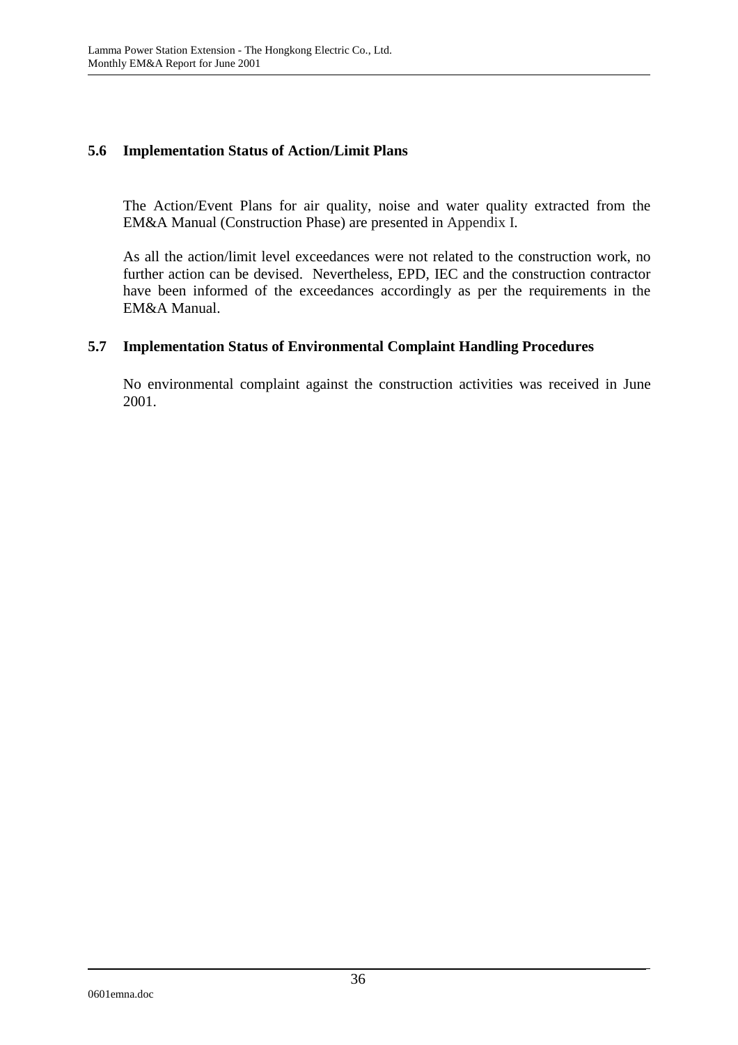### 5.6 Implementation Status of Action/Limit Plans

The Action/Event Plans for air quality, noise and water quality extracted from the EM&A Manual (Construction Phase) are presented in Appendix I.

As all the action/limit level exceedances were not related to the construction work, no further action can be devised. Nevertheless, EPD, IEC and the construction contractor have been informed of the exceedances accordingly as per the requirements in the EM&A Manual.

### 5.7 Implementation Status of Environmental Complaint Handling Procedures

No environmental complaint against the construction activities was received in June 2001.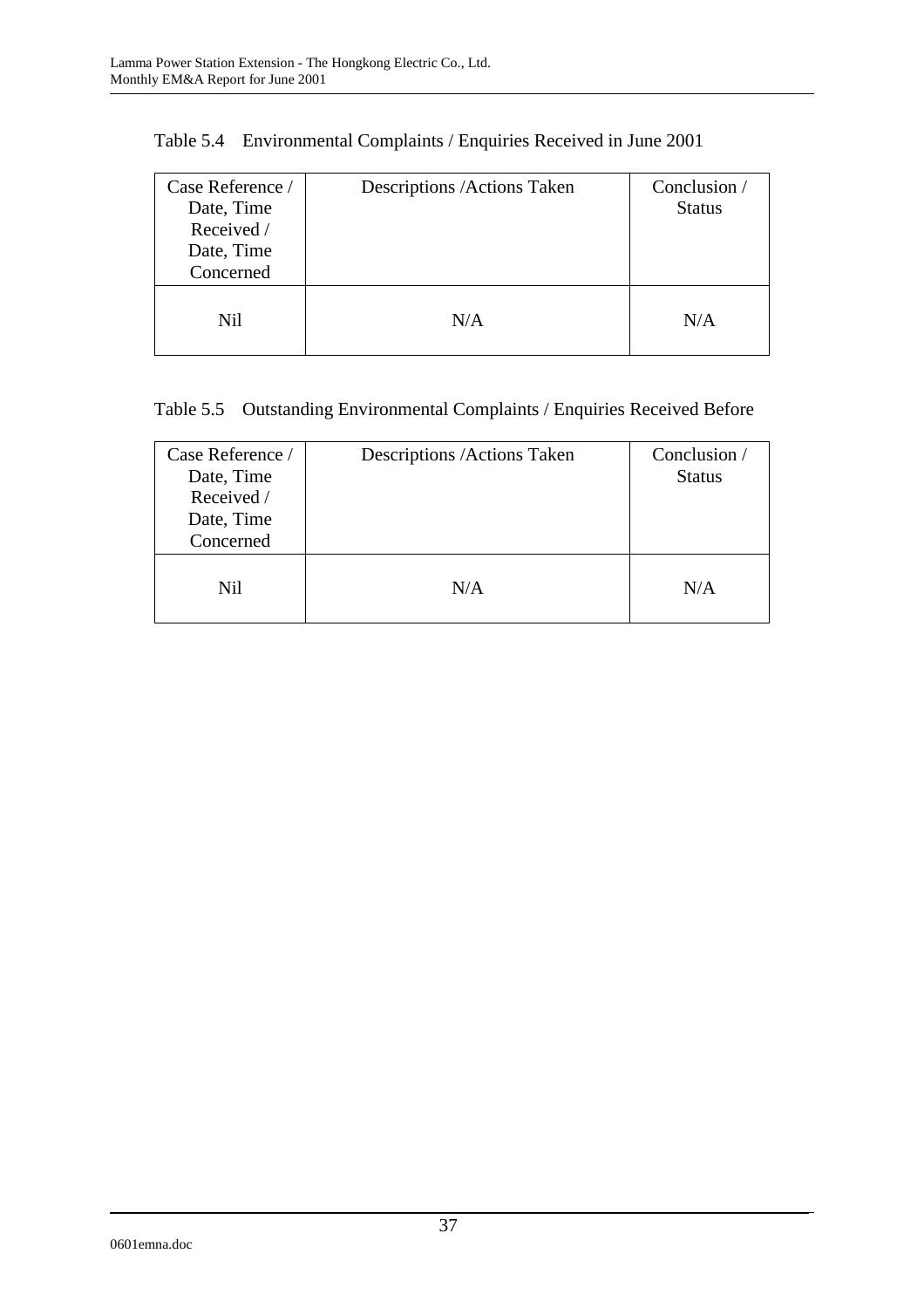Table 5.4 Environmental Complaints / Enquiries Received in June 2001

| Case Reference / Date, Time Received / Date, Time Concerned | Descriptions /Actions Taken | Conclusion / Status |
|---|---|---|
| Nil | N/A | N/A |

Table 5.5 Outstanding Environmental Complaints / Enquiries Received Before

| Case Reference / Date, Time Received / Date, Time Concerned | Descriptions /Actions Taken | Conclusion / Status |
|---|---|---|
| Nil | N/A | N/A |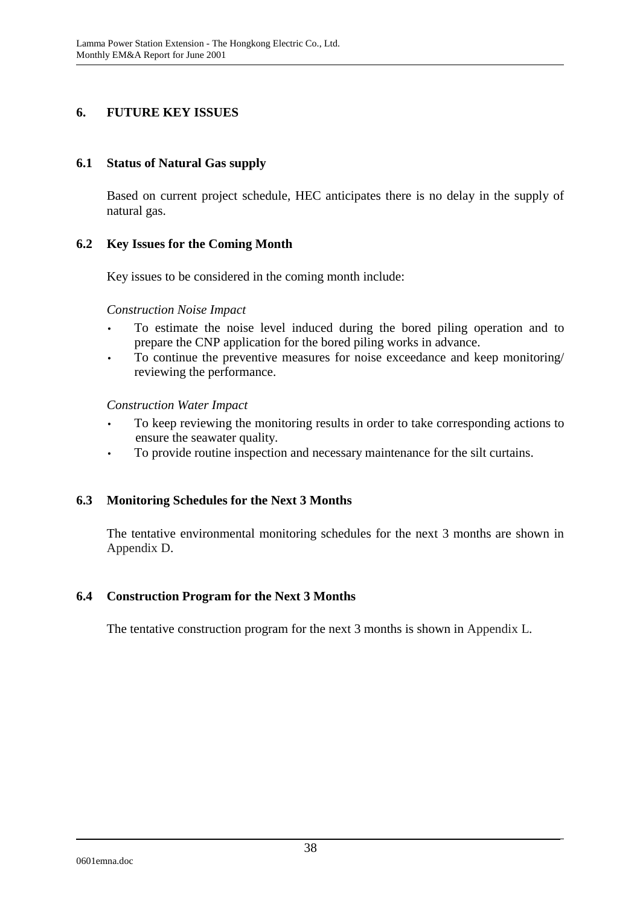# 6. FUTURE KEY ISSUES

## 6.1 Status of Natural Gas supply

Based on current project schedule, HEC anticipates there is no delay in the supply of natural gas.

## 6.2 Key Issues for the Coming Month

Key issues to be considered in the coming month include:

*Construction Noise Impact*

- To estimate the noise level induced during the bored piling operation and to prepare the CNP application for the bored piling works in advance.
- To continue the preventive measures for noise exceedance and keep monitoring/ reviewing the performance.

*Construction Water Impact*

- To keep reviewing the monitoring results in order to take corresponding actions to ensure the seawater quality.
- To provide routine inspection and necessary maintenance for the silt curtains.

## 6.3 Monitoring Schedules for the Next 3 Months

The tentative environmental monitoring schedules for the next 3 months are shown in Appendix D.

## 6.4 Construction Program for the Next 3 Months

The tentative construction program for the next 3 months is shown in Appendix L.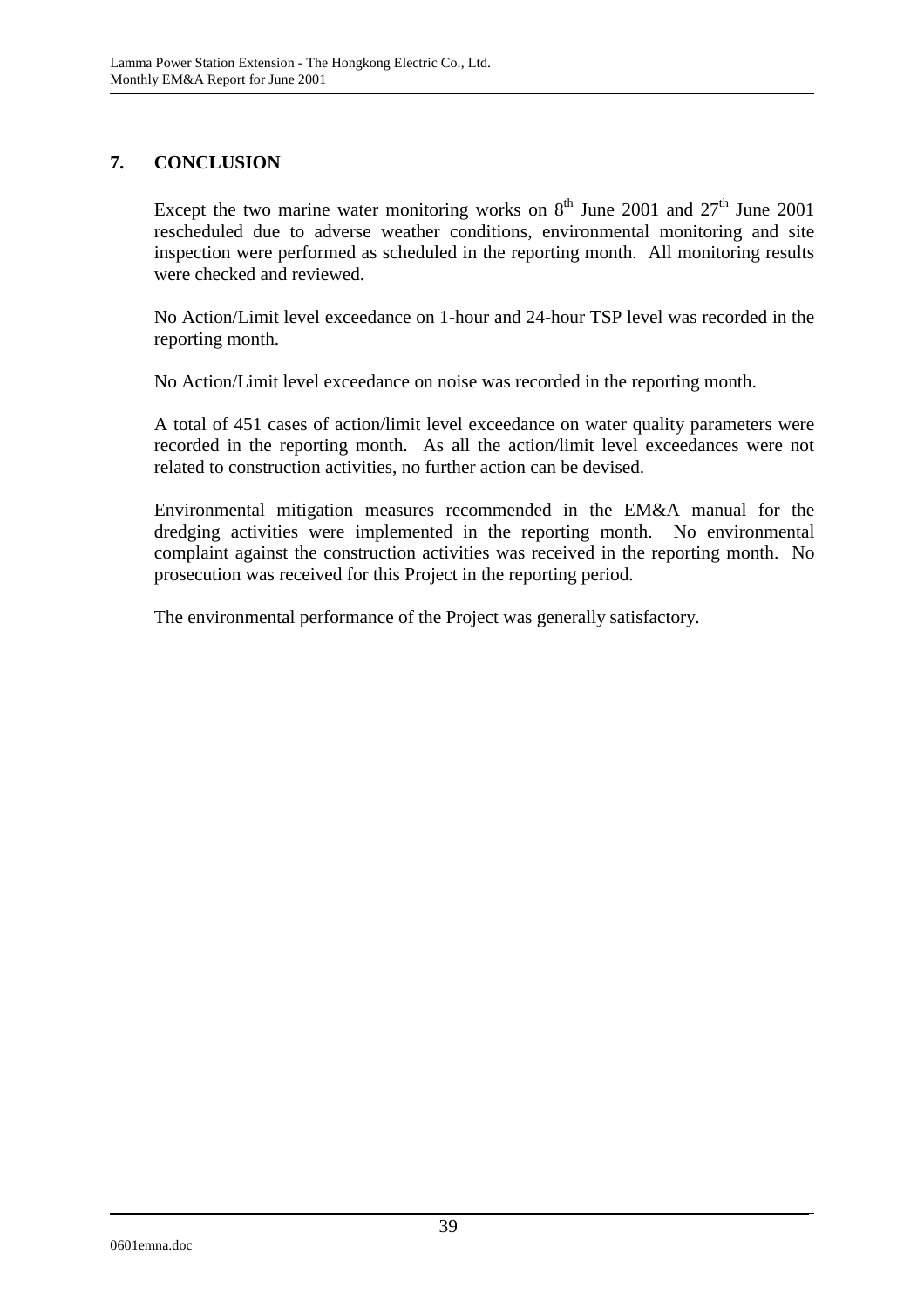## 7. CONCLUSION

Except the two marine water monitoring works on $8^{th}$ June 2001 and $27^{th}$ June 2001 rescheduled due to adverse weather conditions, environmental monitoring and site inspection were performed as scheduled in the reporting month. All monitoring results were checked and reviewed.

No Action/Limit level exceedance on 1-hour and 24-hour TSP level was recorded in the reporting month.

No Action/Limit level exceedance on noise was recorded in the reporting month.

A total of 451 cases of action/limit level exceedance on water quality parameters were recorded in the reporting month. As all the action/limit level exceedances were not related to construction activities, no further action can be devised.

Environmental mitigation measures recommended in the EM&A manual for the dredging activities were implemented in the reporting month. No environmental complaint against the construction activities was received in the reporting month. No prosecution was received for this Project in the reporting period.

The environmental performance of the Project was generally satisfactory.